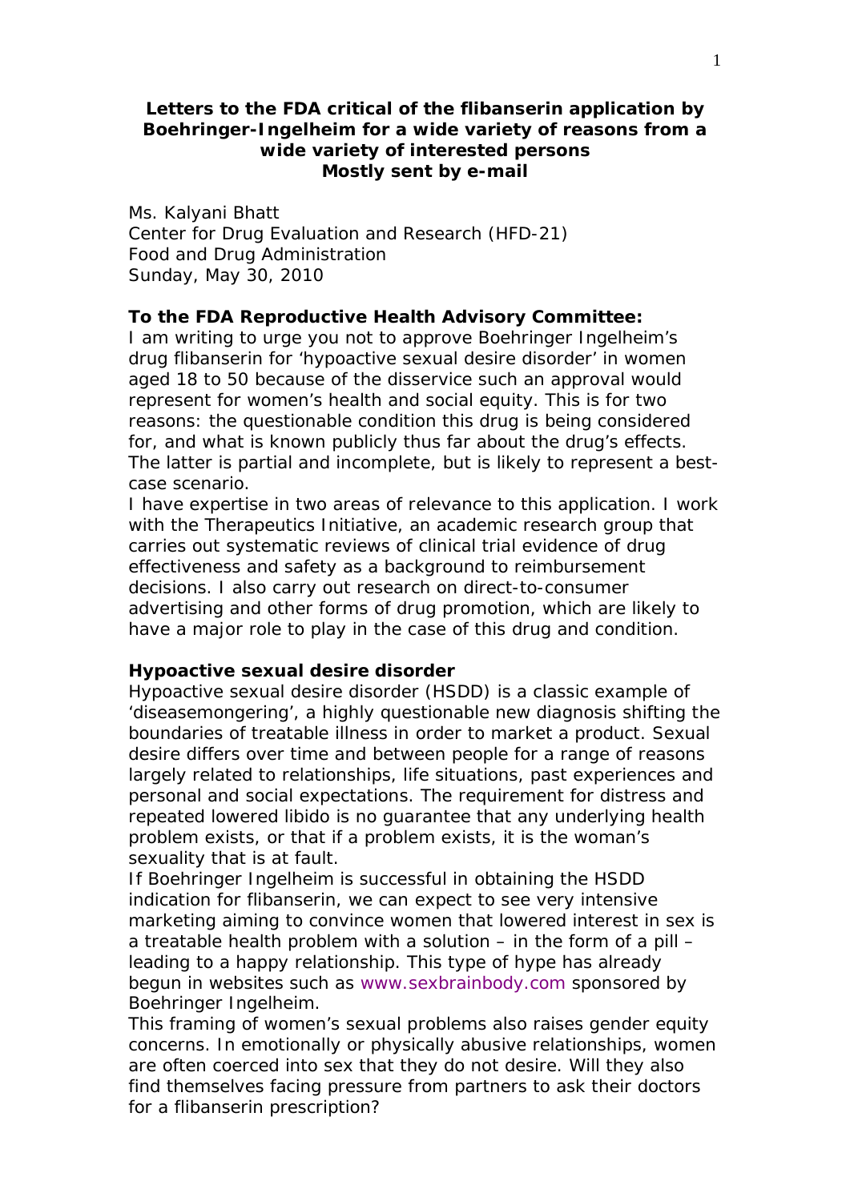**Letters to the FDA critical of the flibanserin application by Boehringer-Ingelheim for a wide variety of reasons from a wide variety of interested persons**
**Mostly sent by e-mail**

Ms. Kalyani Bhatt
Center for Drug Evaluation and Research (HFD-21)
Food and Drug Administration
Sunday, May 30, 2010

**To the FDA Reproductive Health Advisory Committee:**
I am writing to urge you not to approve Boehringer Ingelheim's drug flibanserin for 'hypoactive sexual desire disorder' in women aged 18 to 50 because of the disservice such an approval would represent for women's health and social equity. This is for two reasons: the questionable condition this drug is being considered for, and what is known publicly thus far about the drug's effects. The latter is partial and incomplete, but is likely to represent a best-case scenario.
I have expertise in two areas of relevance to this application. I work with the Therapeutics Initiative, an academic research group that carries out systematic reviews of clinical trial evidence of drug effectiveness and safety as a background to reimbursement decisions. I also carry out research on direct-to-consumer advertising and other forms of drug promotion, which are likely to have a major role to play in the case of this drug and condition.

**Hypoactive sexual desire disorder**
Hypoactive sexual desire disorder (HSDD) is a classic example of 'diseasemongering', a highly questionable new diagnosis shifting the boundaries of treatable illness in order to market a product. Sexual desire differs over time and between people for a range of reasons largely related to relationships, life situations, past experiences and personal and social expectations. The requirement for distress and repeated lowered libido is no guarantee that any underlying health problem exists, or that if a problem exists, it is the woman's sexuality that is at fault.
If Boehringer Ingelheim is successful in obtaining the HSDD indication for flibanserin, we can expect to see very intensive marketing aiming to convince women that lowered interest in sex is a treatable health problem with a solution – in the form of a pill – leading to a happy relationship. This type of hype has already begun in websites such as www.sexbrainbody.com sponsored by Boehringer Ingelheim.
This framing of women's sexual problems also raises gender equity concerns. In emotionally or physically abusive relationships, women are often coerced into sex that they do not desire. Will they also find themselves facing pressure from partners to ask their doctors for a flibanserin prescription?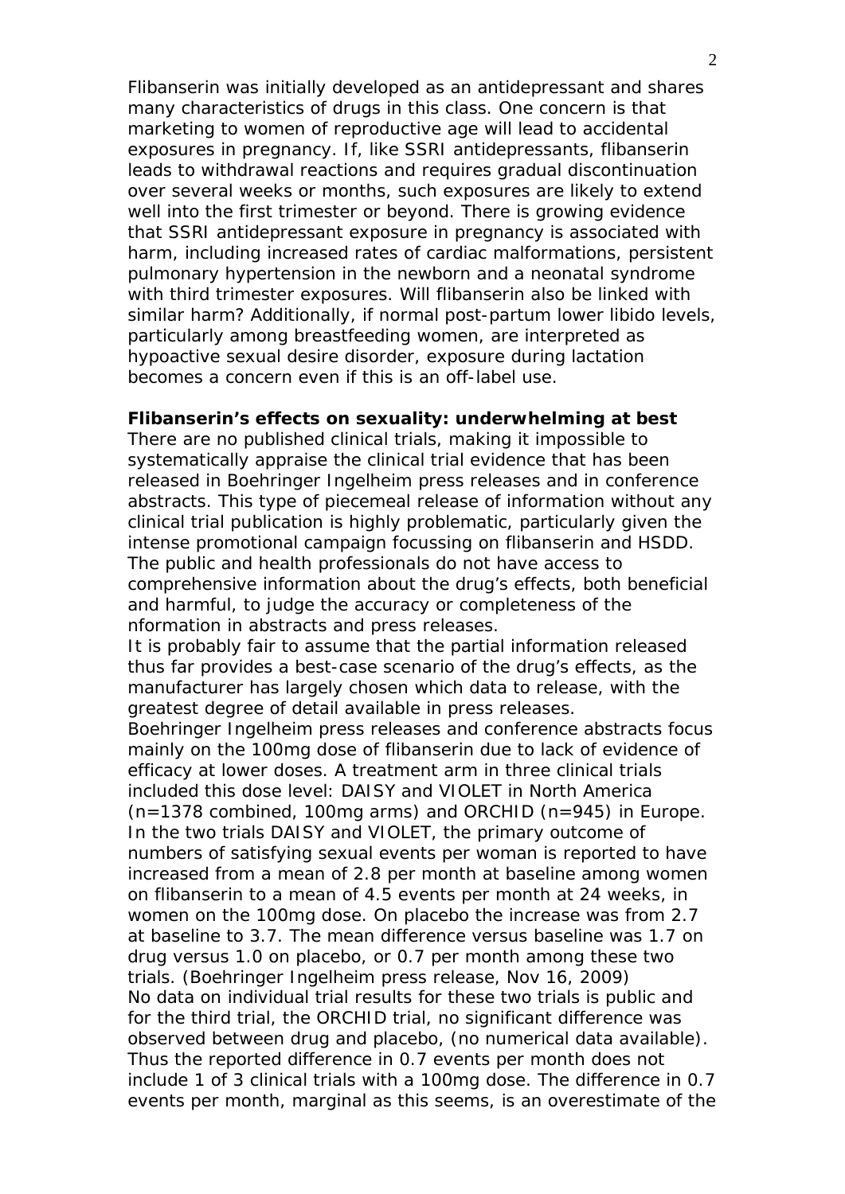Flibanserin was initially developed as an antidepressant and shares many characteristics of drugs in this class. One concern is that marketing to women of reproductive age will lead to accidental exposures in pregnancy. If, like SSRI antidepressants, flibanserin leads to withdrawal reactions and requires gradual discontinuation over several weeks or months, such exposures are likely to extend well into the first trimester or beyond. There is growing evidence that SSRI antidepressant exposure in pregnancy is associated with harm, including increased rates of cardiac malformations, persistent pulmonary hypertension in the newborn and a neonatal syndrome with third trimester exposures. Will flibanserin also be linked with similar harm? Additionally, if normal post-partum lower libido levels, particularly among breastfeeding women, are interpreted as hypoactive sexual desire disorder, exposure during lactation becomes a concern even if this is an off-label use.

**Flibanserin's effects on sexuality: underwhelming at best**

There are no published clinical trials, making it impossible to systematically appraise the clinical trial evidence that has been released in Boehringer Ingelheim press releases and in conference abstracts. This type of piecemeal release of information without any clinical trial publication is highly problematic, particularly given the intense promotional campaign focussing on flibanserin and HSDD. The public and health professionals do not have access to comprehensive information about the drug's effects, both beneficial and harmful, to judge the accuracy or completeness of the nformation in abstracts and press releases.

It is probably fair to assume that the partial information released thus far provides a best-case scenario of the drug's effects, as the manufacturer has largely chosen which data to release, with the greatest degree of detail available in press releases.

Boehringer Ingelheim press releases and conference abstracts focus mainly on the 100mg dose of flibanserin due to lack of evidence of efficacy at lower doses. A treatment arm in three clinical trials included this dose level: DAISY and VIOLET in North America (n=1378 combined, 100mg arms) and ORCHID (n=945) in Europe. In the two trials DAISY and VIOLET, the primary outcome of numbers of satisfying sexual events per woman is reported to have increased from a mean of 2.8 per month at baseline among women on flibanserin to a mean of 4.5 events per month at 24 weeks, in women on the 100mg dose. On placebo the increase was from 2.7 at baseline to 3.7. The mean difference versus baseline was 1.7 on drug versus 1.0 on placebo, or 0.7 per month among these two trials. (Boehringer Ingelheim press release, Nov 16, 2009)

No data on individual trial results for these two trials is public and for the third trial, the ORCHID trial, no significant difference was observed between drug and placebo, (no numerical data available). Thus the reported difference in 0.7 events per month does not include 1 of 3 clinical trials with a 100mg dose. The difference in 0.7 events per month, marginal as this seems, is an overestimate of the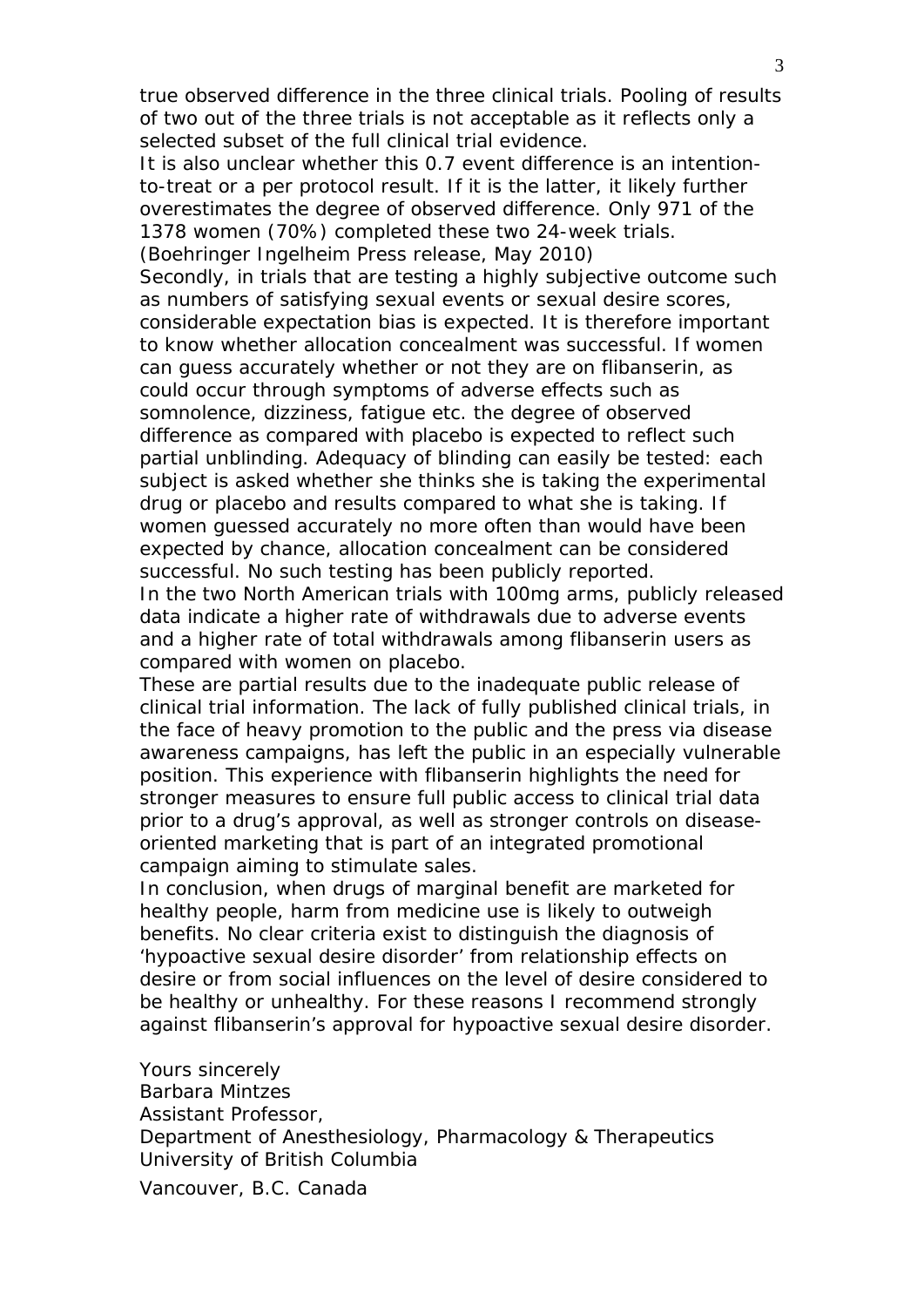true observed difference in the three clinical trials. Pooling of results of two out of the three trials is not acceptable as it reflects only a selected subset of the full clinical trial evidence.

It is also unclear whether this 0.7 event difference is an intention-to-treat or a per protocol result. If it is the latter, it likely further overestimates the degree of observed difference. Only 971 of the 1378 women (70%) completed these two 24-week trials. (Boehringer Ingelheim Press release, May 2010)

Secondly, in trials that are testing a highly subjective outcome such as numbers of satisfying sexual events or sexual desire scores, considerable expectation bias is expected. It is therefore important to know whether allocation concealment was successful. If women can guess accurately whether or not they are on flibanserin, as could occur through symptoms of adverse effects such as somnolence, dizziness, fatigue etc. the degree of observed difference as compared with placebo is expected to reflect such partial unblinding. Adequacy of blinding can easily be tested: each subject is asked whether she thinks she is taking the experimental drug or placebo and results compared to what she is taking. If women guessed accurately no more often than would have been expected by chance, allocation concealment can be considered successful. No such testing has been publicly reported.

In the two North American trials with 100mg arms, publicly released data indicate a higher rate of withdrawals due to adverse events and a higher rate of total withdrawals among flibanserin users as compared with women on placebo.

These are partial results due to the inadequate public release of clinical trial information. The lack of fully published clinical trials, in the face of heavy promotion to the public and the press via disease awareness campaigns, has left the public in an especially vulnerable position. This experience with flibanserin highlights the need for stronger measures to ensure full public access to clinical trial data prior to a drug's approval, as well as stronger controls on disease-oriented marketing that is part of an integrated promotional campaign aiming to stimulate sales.

In conclusion, when drugs of marginal benefit are marketed for healthy people, harm from medicine use is likely to outweigh benefits. No clear criteria exist to distinguish the diagnosis of 'hypoactive sexual desire disorder' from relationship effects on desire or from social influences on the level of desire considered to be healthy or unhealthy. For these reasons I recommend strongly against flibanserin's approval for hypoactive sexual desire disorder.

Yours sincerely
Barbara Mintzes
Assistant Professor,
Department of Anesthesiology, Pharmacology & Therapeutics
University of British Columbia
Vancouver, B.C. Canada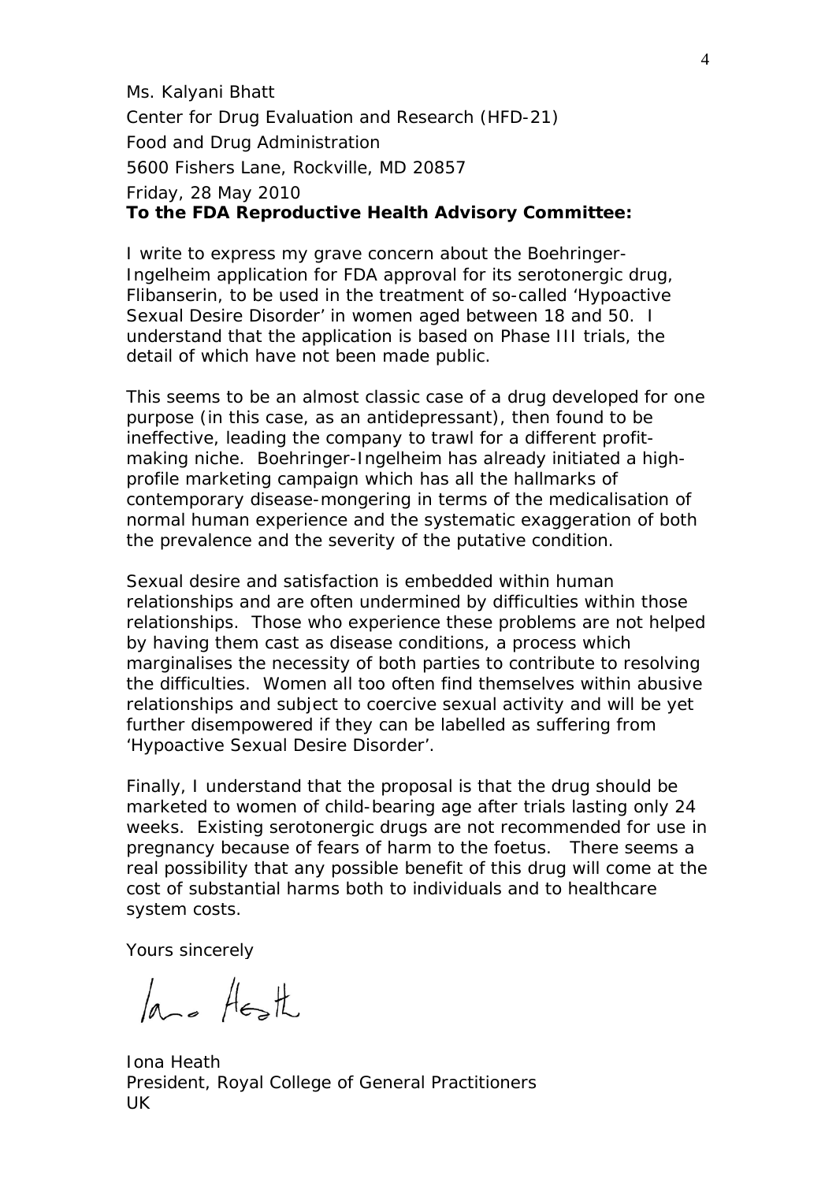Ms. Kalyani Bhatt
Center for Drug Evaluation and Research (HFD-21)
Food and Drug Administration
5600 Fishers Lane, Rockville, MD 20857
Friday, 28 May 2010

**To the FDA Reproductive Health Advisory Committee:**

I write to express my grave concern about the Boehringer-Ingelheim application for FDA approval for its serotonergic drug, Flibanserin, to be used in the treatment of so-called 'Hypoactive Sexual Desire Disorder' in women aged between 18 and 50. I understand that the application is based on Phase III trials, the detail of which have not been made public.

This seems to be an almost classic case of a drug developed for one purpose (in this case, as an antidepressant), then found to be ineffective, leading the company to trawl for a different profit-making niche. Boehringer-Ingelheim has already initiated a high-profile marketing campaign which has all the hallmarks of contemporary disease-mongering in terms of the medicalisation of normal human experience and the systematic exaggeration of both the prevalence and the severity of the putative condition.

Sexual desire and satisfaction is embedded within human relationships and are often undermined by difficulties within those relationships. Those who experience these problems are not helped by having them cast as disease conditions, a process which marginalises the necessity of both parties to contribute to resolving the difficulties. Women all too often find themselves within abusive relationships and subject to coercive sexual activity and will be yet further disempowered if they can be labelled as suffering from 'Hypoactive Sexual Desire Disorder'.

Finally, I understand that the proposal is that the drug should be marketed to women of child-bearing age after trials lasting only 24 weeks. Existing serotonergic drugs are not recommended for use in pregnancy because of fears of harm to the foetus. There seems a real possibility that any possible benefit of this drug will come at the cost of substantial harms both to individuals and to healthcare system costs.

Yours sincerely

Iona Heath
President, Royal College of General Practitioners
UK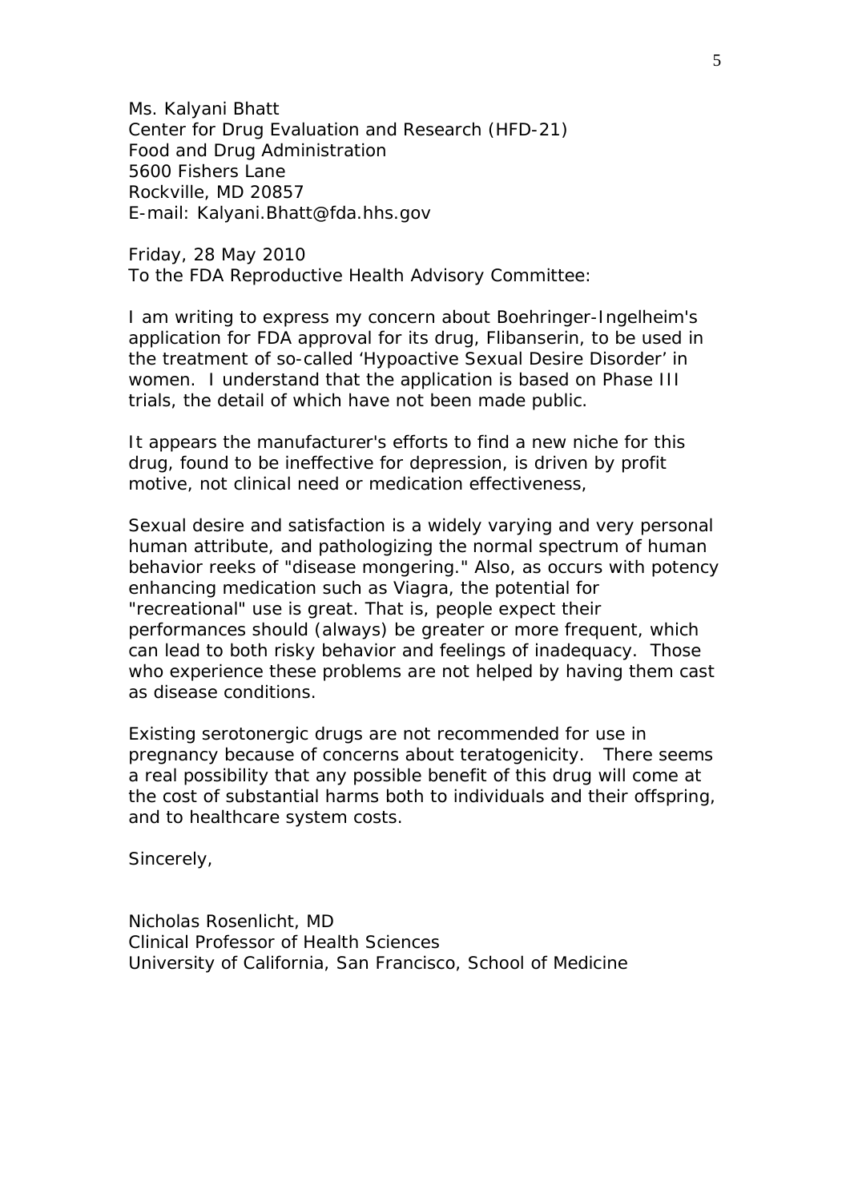Ms. Kalyani Bhatt
Center for Drug Evaluation and Research (HFD-21)
Food and Drug Administration
5600 Fishers Lane
Rockville, MD 20857
E-mail: Kalyani.Bhatt@fda.hhs.gov

Friday, 28 May 2010
To the FDA Reproductive Health Advisory Committee:

I am writing to express my concern about Boehringer-Ingelheim's application for FDA approval for its drug, Flibanserin, to be used in the treatment of so-called 'Hypoactive Sexual Desire Disorder' in women. I understand that the application is based on Phase III trials, the detail of which have not been made public.

It appears the manufacturer's efforts to find a new niche for this drug, found to be ineffective for depression, is driven by profit motive, not clinical need or medication effectiveness,

Sexual desire and satisfaction is a widely varying and very personal human attribute, and pathologizing the normal spectrum of human behavior reeks of "disease mongering." Also, as occurs with potency enhancing medication such as Viagra, the potential for "recreational" use is great. That is, people expect their performances should (always) be greater or more frequent, which can lead to both risky behavior and feelings of inadequacy. Those who experience these problems are not helped by having them cast as disease conditions.

Existing serotonergic drugs are not recommended for use in pregnancy because of concerns about teratogenicity. There seems a real possibility that any possible benefit of this drug will come at the cost of substantial harms both to individuals and their offspring, and to healthcare system costs.

Sincerely,

Nicholas Rosenlicht, MD
Clinical Professor of Health Sciences
University of California, San Francisco, School of Medicine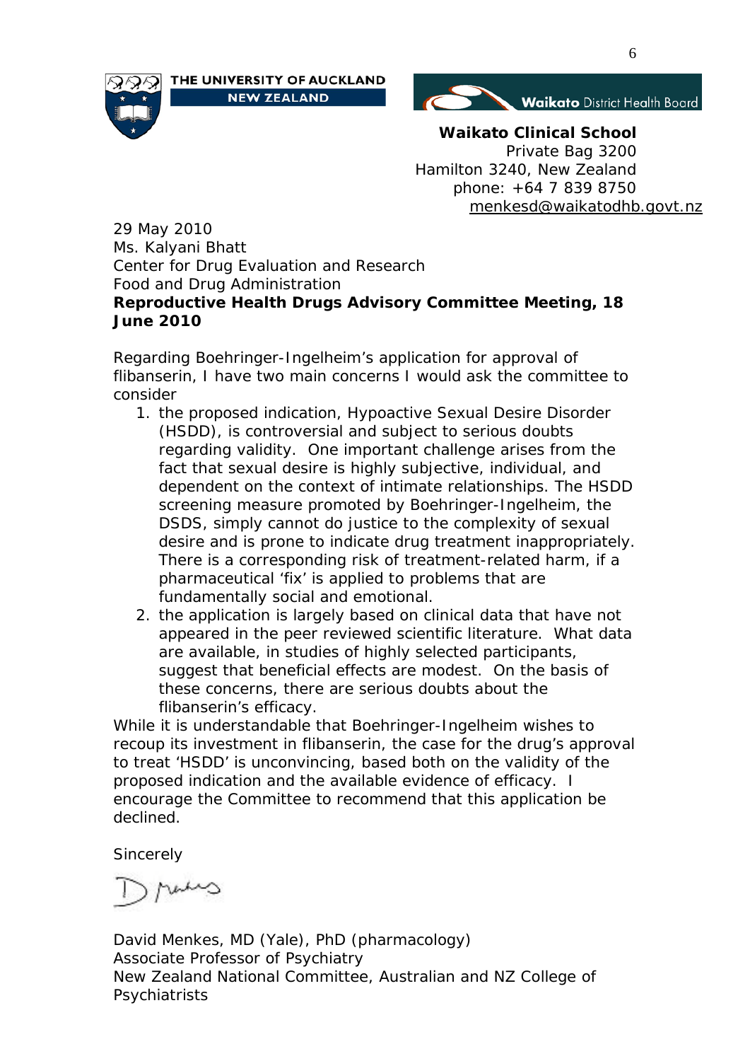THE UNIVERSITY OF AUCKLAND
NEW ZEALAND

Waikato District Health Board

**Waikato Clinical School**
Private Bag 3200
Hamilton 3240, New Zealand
phone: +64 7 839 8750
menkesd@waikatodhb.govt.nz

29 May 2010
Ms. Kalyani Bhatt
Center for Drug Evaluation and Research
Food and Drug Administration
**Reproductive Health Drugs Advisory Committee Meeting, 18 June 2010**

Regarding Boehringer-Ingelheim's application for approval of flibanserin, I have two main concerns I would ask the committee to consider

1. the proposed indication, Hypoactive Sexual Desire Disorder (HSDD), is controversial and subject to serious doubts regarding validity. One important challenge arises from the fact that sexual desire is highly subjective, individual, and dependent on the context of intimate relationships. The HSDD screening measure promoted by Boehringer-Ingelheim, the DSDS, simply cannot do justice to the complexity of sexual desire and is prone to indicate drug treatment inappropriately. There is a corresponding risk of treatment-related harm, if a pharmaceutical 'fix' is applied to problems that are fundamentally social and emotional.
2. the application is largely based on clinical data that have not appeared in the peer reviewed scientific literature. What data are available, in studies of highly selected participants, suggest that beneficial effects are modest. On the basis of these concerns, there are serious doubts about the flibanserin's efficacy.

While it is understandable that Boehringer-Ingelheim wishes to recoup its investment in flibanserin, the case for the drug's approval to treat 'HSDD' is unconvincing, based both on the validity of the proposed indication and the available evidence of efficacy. I encourage the Committee to recommend that this application be declined.

Sincerely

David Menkes, MD (Yale), PhD (pharmacology)
Associate Professor of Psychiatry
New Zealand National Committee, Australian and NZ College of Psychiatrists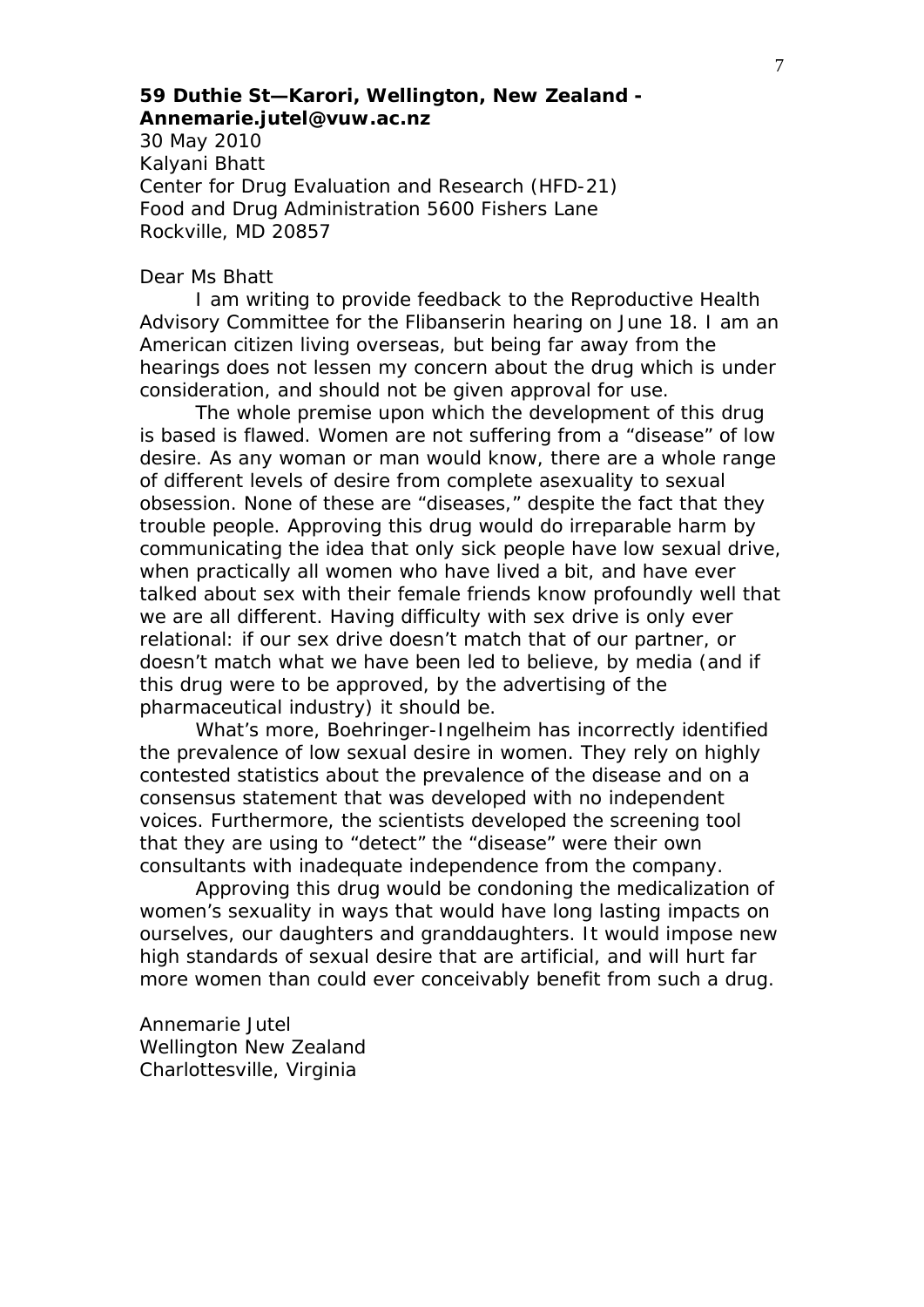**59 Duthie St—Karori, Wellington, New Zealand - Annemarie.jutel@vuw.ac.nz**

30 May 2010
Kalyani Bhatt
Center for Drug Evaluation and Research (HFD-21)
Food and Drug Administration 5600 Fishers Lane
Rockville, MD 20857

Dear Ms Bhatt

I am writing to provide feedback to the Reproductive Health Advisory Committee for the Flibanserin hearing on June 18. I am an American citizen living overseas, but being far away from the hearings does not lessen my concern about the drug which is under consideration, and should not be given approval for use.

The whole premise upon which the development of this drug is based is flawed. Women are not suffering from a "disease" of low desire. As any woman or man would know, there are a whole range of different levels of desire from complete asexuality to sexual obsession. None of these are "diseases," despite the fact that they trouble people. Approving this drug would do irreparable harm by communicating the idea that only sick people have low sexual drive, when practically all women who have lived a bit, and have ever talked about sex with their female friends know profoundly well that we are all different. Having difficulty with sex drive is only ever relational: if our sex drive doesn't match that of our partner, or doesn't match what we have been led to believe, by media (and if this drug were to be approved, by the advertising of the pharmaceutical industry) it should be.

What's more, Boehringer-Ingelheim has incorrectly identified the prevalence of low sexual desire in women. They rely on highly contested statistics about the prevalence of the disease and on a consensus statement that was developed with no independent voices. Furthermore, the scientists developed the screening tool that they are using to "detect" the "disease" were their own consultants with inadequate independence from the company.

Approving this drug would be condoning the medicalization of women's sexuality in ways that would have long lasting impacts on ourselves, our daughters and granddaughters. It would impose new high standards of sexual desire that are artificial, and will hurt far more women than could ever conceivably benefit from such a drug.

Annemarie Jutel
Wellington New Zealand
Charlottesville, Virginia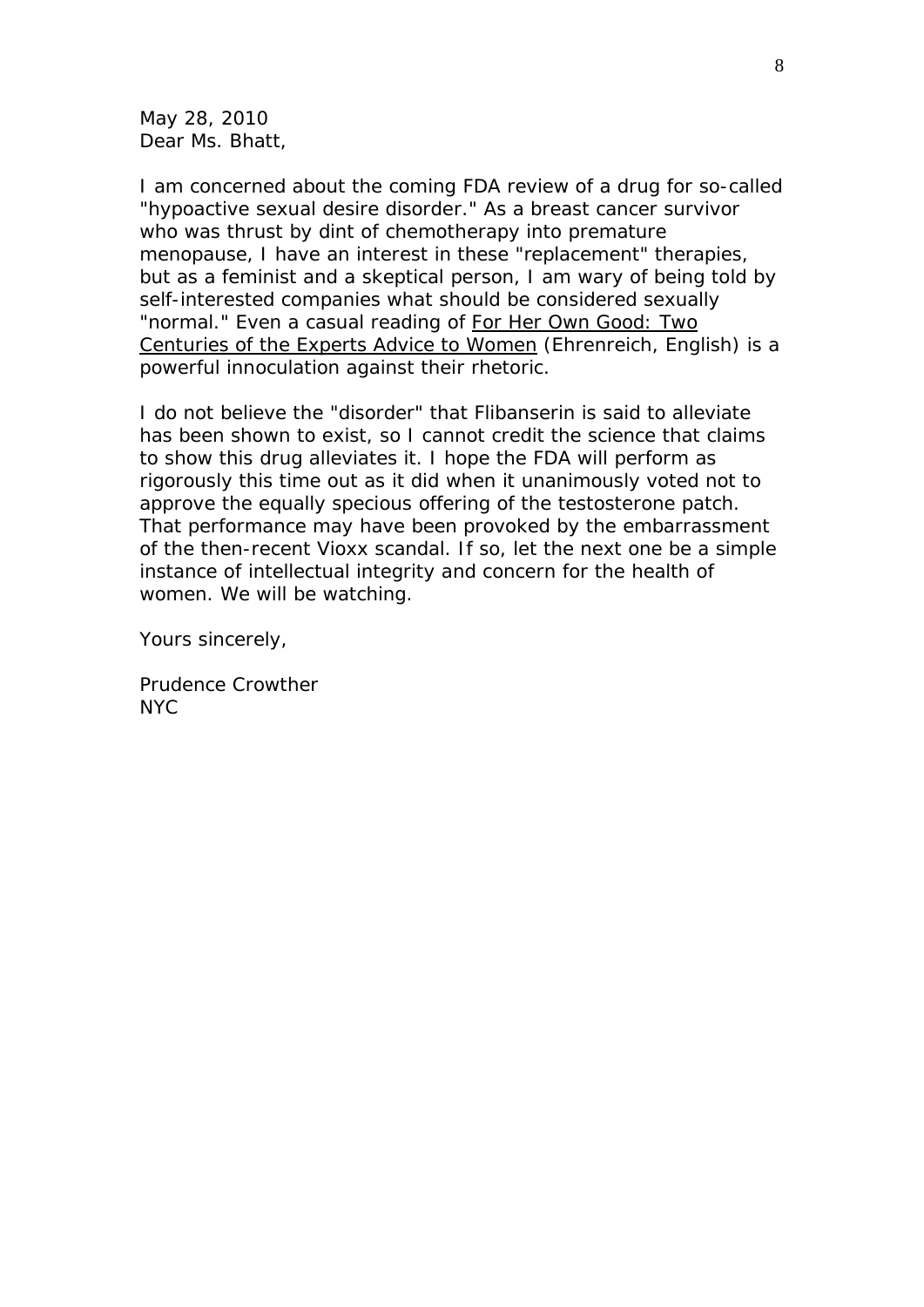May 28, 2010
Dear Ms. Bhatt,

I am concerned about the coming FDA review of a drug for so-called "hypoactive sexual desire disorder." As a breast cancer survivor who was thrust by dint of chemotherapy into premature menopause, I have an interest in these "replacement" therapies, but as a feminist and a skeptical person, I am wary of being told by self-interested companies what should be considered sexually "normal." Even a casual reading of <u>For Her Own Good: Two Centuries of the Experts Advice to Women</u> (Ehrenreich, English) is a powerful innoculation against their rhetoric.

I do not believe the "disorder" that Flibanserin is said to alleviate has been shown to exist, so I cannot credit the science that claims to show this drug alleviates it. I hope the FDA will perform as rigorously this time out as it did when it unanimously voted not to approve the equally specious offering of the testosterone patch. That performance may have been provoked by the embarrassment of the then-recent Vioxx scandal. If so, let the next one be a simple instance of intellectual integrity and concern for the health of women. We will be watching.

Yours sincerely,

Prudence Crowther
NYC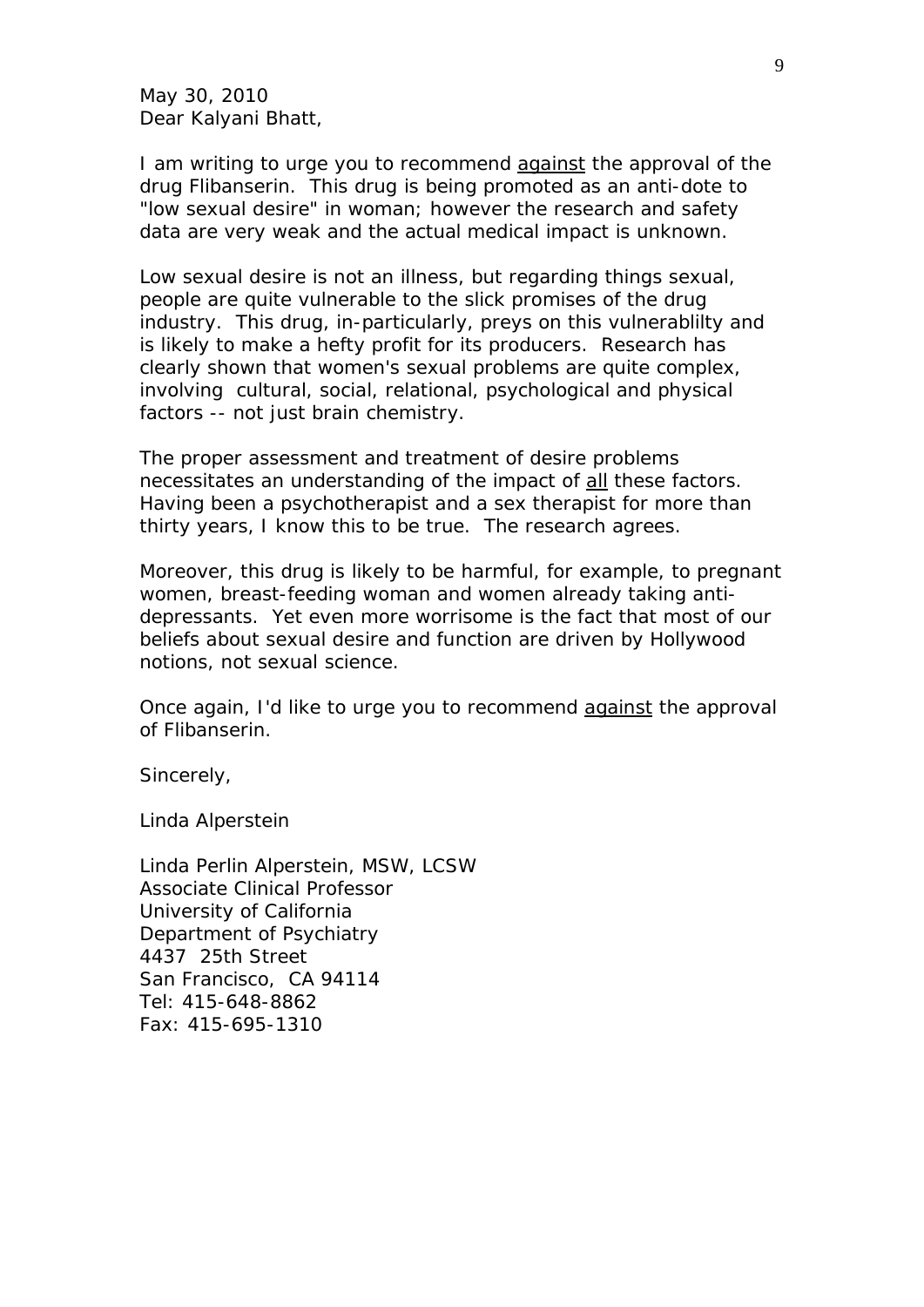May 30, 2010
Dear Kalyani Bhatt,

I am writing to urge you to recommend <u>against</u> the approval of the drug Flibanserin. This drug is being promoted as an anti-dote to "low sexual desire" in woman; however the research and safety data are very weak and the actual medical impact is unknown.

Low sexual desire is not an illness, but regarding things sexual, people are quite vulnerable to the slick promises of the drug industry. This drug, in-particularly, preys on this vulnerablilty and is likely to make a hefty profit for its producers. Research has clearly shown that women's sexual problems are quite complex, involving cultural, social, relational, psychological and physical factors -- not just brain chemistry.

The proper assessment and treatment of desire problems necessitates an understanding of the impact of <u>all</u> these factors. Having been a psychotherapist and a sex therapist for more than thirty years, I know this to be true. The research agrees.

Moreover, this drug is likely to be harmful, for example, to pregnant women, breast-feeding woman and women already taking anti-depressants. Yet even more worrisome is the fact that most of our beliefs about sexual desire and function are driven by Hollywood notions, not sexual science.

Once again, I'd like to urge you to recommend <u>against</u> the approval of Flibanserin.

Sincerely,

Linda Alperstein

Linda Perlin Alperstein, MSW, LCSW
Associate Clinical Professor
University of California
Department of Psychiatry
4437 25th Street
San Francisco, CA 94114
Tel: 415-648-8862
Fax: 415-695-1310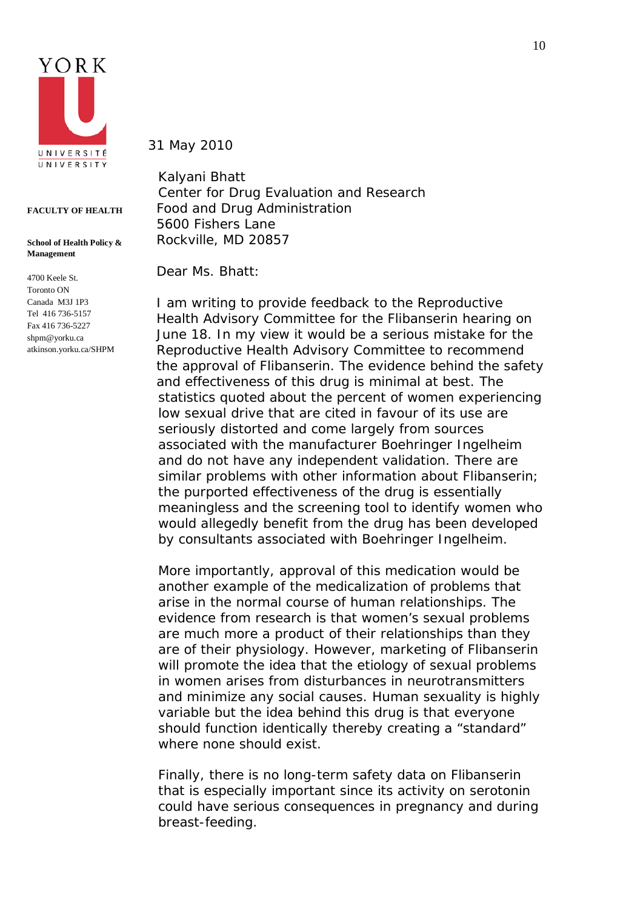YORK

UNIVERSITÉ
UNIVERSITY

**FACULTY OF HEALTH**

**School of Health Policy & Management**

4700 Keele St.
Toronto ON
Canada M3J 1P3
Tel 416 736-5157
Fax 416 736-5227
shpm@yorku.ca
atkinson.yorku.ca/SHPM

31 May 2010

Kalyani Bhatt
Center for Drug Evaluation and Research
Food and Drug Administration
5600 Fishers Lane
Rockville, MD 20857

Dear Ms. Bhatt:

I am writing to provide feedback to the Reproductive Health Advisory Committee for the Flibanserin hearing on June 18. In my view it would be a serious mistake for the Reproductive Health Advisory Committee to recommend the approval of Flibanserin. The evidence behind the safety and effectiveness of this drug is minimal at best. The statistics quoted about the percent of women experiencing low sexual drive that are cited in favour of its use are seriously distorted and come largely from sources associated with the manufacturer Boehringer Ingelheim and do not have any independent validation. There are similar problems with other information about Flibanserin; the purported effectiveness of the drug is essentially meaningless and the screening tool to identify women who would allegedly benefit from the drug has been developed by consultants associated with Boehringer Ingelheim.

More importantly, approval of this medication would be another example of the medicalization of problems that arise in the normal course of human relationships. The evidence from research is that women's sexual problems are much more a product of their relationships than they are of their physiology. However, marketing of Flibanserin will promote the idea that the etiology of sexual problems in women arises from disturbances in neurotransmitters and minimize any social causes. Human sexuality is highly variable but the idea behind this drug is that everyone should function identically thereby creating a "standard" where none should exist.

Finally, there is no long-term safety data on Flibanserin that is especially important since its activity on serotonin could have serious consequences in pregnancy and during breast-feeding.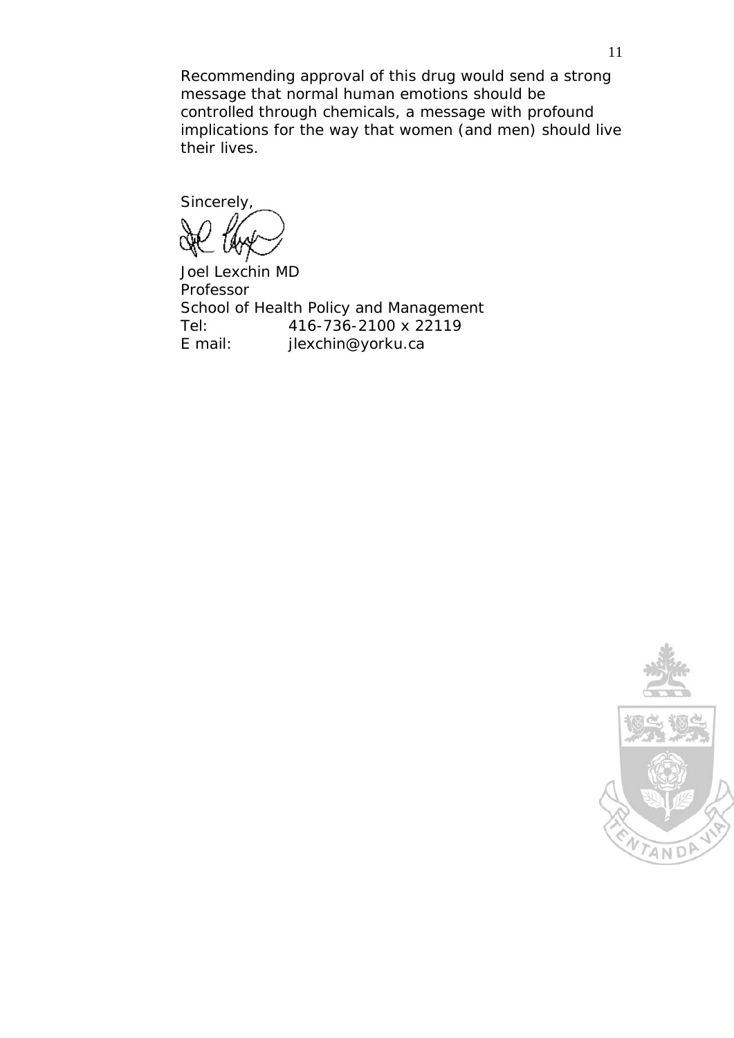Recommending approval of this drug would send a strong message that normal human emotions should be controlled through chemicals, a message with profound implications for the way that women (and men) should live their lives.

Sincerely,

Joel Lexchin MD
Professor
School of Health Policy and Management
Tel: 416-736-2100 x 22119
E mail: jlexchin@yorku.ca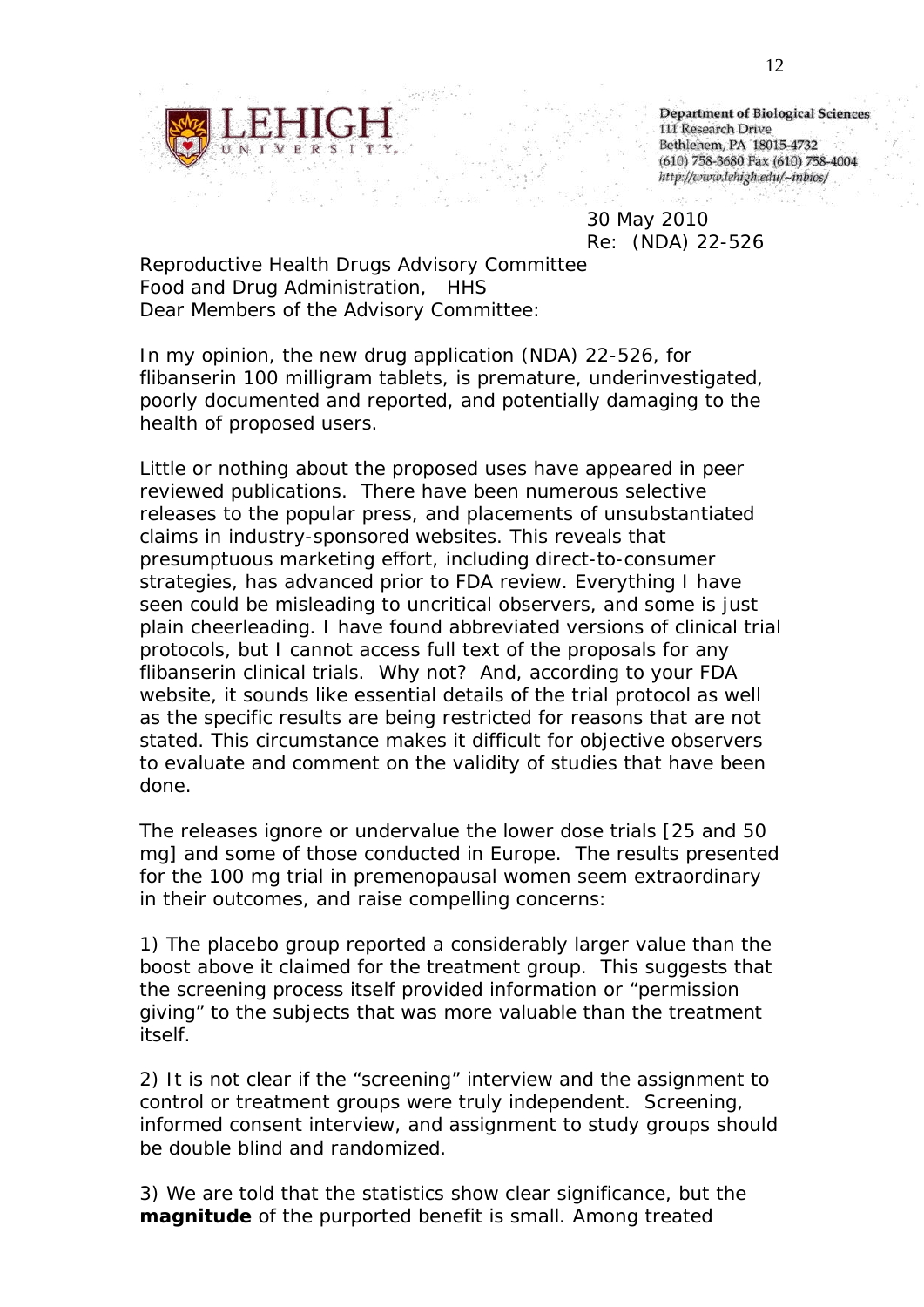LEHIGH UNIVERSITY

Department of Biological Sciences
111 Research Drive
Bethlehem, PA 18015-4732
(610) 758-3680 Fax (610) 758-4004
http://www.lehigh.edu/~inbios/

30 May 2010
Re: (NDA) 22-526

Reproductive Health Drugs Advisory Committee
Food and Drug Administration, HHS
Dear Members of the Advisory Committee:

In my opinion, the new drug application (NDA) 22-526, for flibanserin 100 milligram tablets, is premature, underinvestigated, poorly documented and reported, and potentially damaging to the health of proposed users.

Little or nothing about the proposed uses have appeared in peer reviewed publications. There have been numerous selective releases to the popular press, and placements of unsubstantiated claims in industry-sponsored websites. This reveals that presumptuous marketing effort, including direct-to-consumer strategies, has advanced prior to FDA review. Everything I have seen could be misleading to uncritical observers, and some is just plain cheerleading. I have found abbreviated versions of clinical trial protocols, but I cannot access full text of the proposals for any flibanserin clinical trials. Why not? And, according to your FDA website, it sounds like essential details of the trial protocol as well as the specific results are being restricted for reasons that are not stated. This circumstance makes it difficult for objective observers to evaluate and comment on the validity of studies that have been done.

The releases ignore or undervalue the lower dose trials [25 and 50 mg] and some of those conducted in Europe. The results presented for the 100 mg trial in premenopausal women seem extraordinary in their outcomes, and raise compelling concerns:

1) The placebo group reported a considerably larger value than the boost above it claimed for the treatment group. This suggests that the screening process itself provided information or "permission giving" to the subjects that was more valuable than the treatment itself.

2) It is not clear if the "screening" interview and the assignment to control or treatment groups were truly independent. Screening, informed consent interview, and assignment to study groups should be double blind and randomized.

3) We are told that the statistics show clear significance, but the **magnitude** of the purported benefit is small. Among treated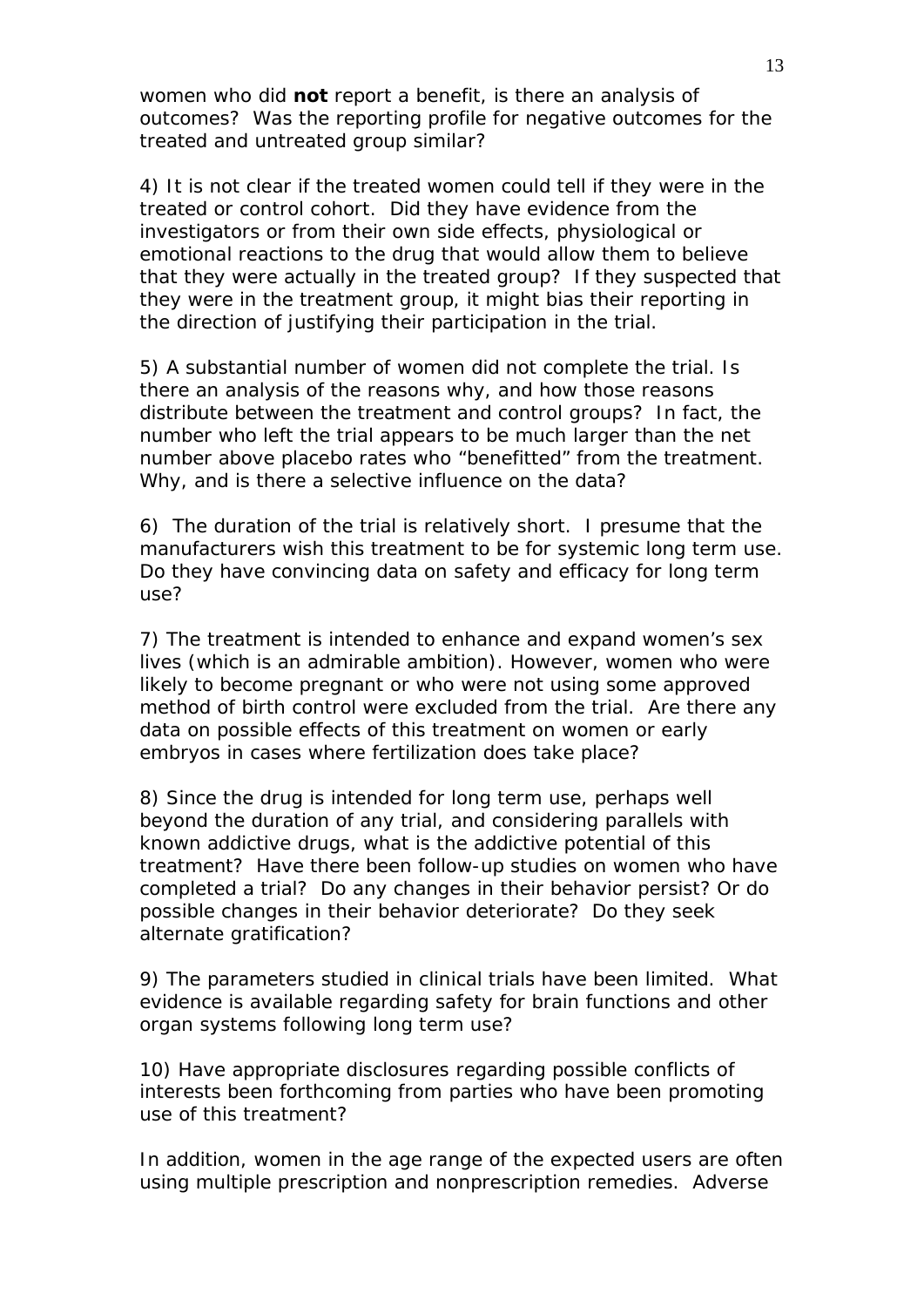women who did **not** report a benefit, is there an analysis of outcomes? Was the reporting profile for negative outcomes for the treated and untreated group similar?

4) It is not clear if the treated women could tell if they were in the treated or control cohort. Did they have evidence from the investigators or from their own side effects, physiological or emotional reactions to the drug that would allow them to believe that they were actually in the treated group? If they suspected that they were in the treatment group, it might bias their reporting in the direction of justifying their participation in the trial.

5) A substantial number of women did not complete the trial. Is there an analysis of the reasons why, and how those reasons distribute between the treatment and control groups? In fact, the number who left the trial appears to be much larger than the net number above placebo rates who "benefitted" from the treatment. Why, and is there a selective influence on the data?

6) The duration of the trial is relatively short. I presume that the manufacturers wish this treatment to be for systemic long term use. Do they have convincing data on safety and efficacy for long term use?

7) The treatment is intended to enhance and expand women's sex lives (which is an admirable ambition). However, women who were likely to become pregnant or who were not using some approved method of birth control were excluded from the trial. Are there any data on possible effects of this treatment on women or early embryos in cases where fertilization does take place?

8) Since the drug is intended for long term use, perhaps well beyond the duration of any trial, and considering parallels with known addictive drugs, what is the addictive potential of this treatment? Have there been follow-up studies on women who have completed a trial? Do any changes in their behavior persist? Or do possible changes in their behavior deteriorate? Do they seek alternate gratification?

9) The parameters studied in clinical trials have been limited. What evidence is available regarding safety for brain functions and other organ systems following long term use?

10) Have appropriate disclosures regarding possible conflicts of interests been forthcoming from parties who have been promoting use of this treatment?

In addition, women in the age range of the expected users are often using multiple prescription and nonprescription remedies. Adverse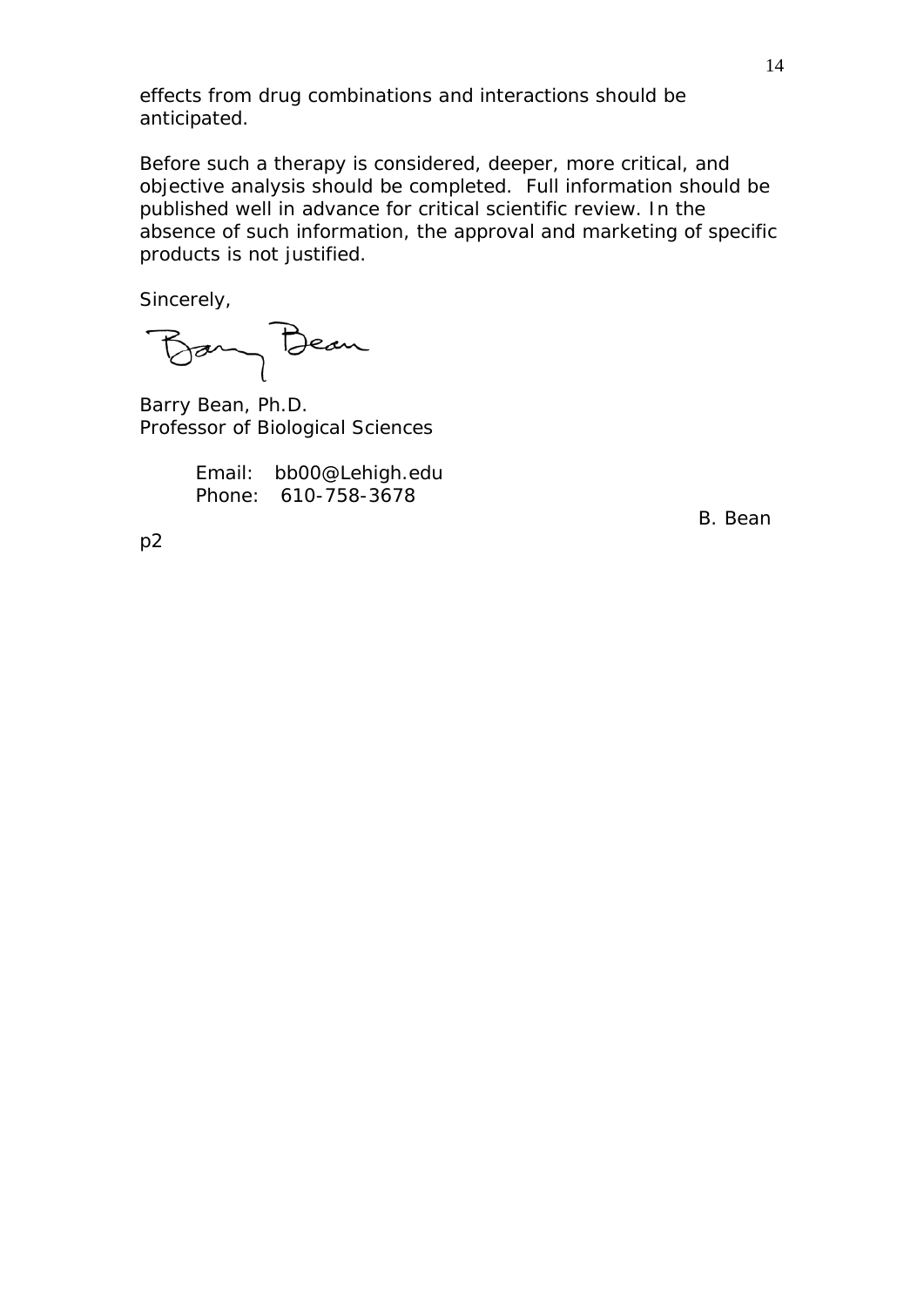effects from drug combinations and interactions should be anticipated.

Before such a therapy is considered, deeper, more critical, and objective analysis should be completed. Full information should be published well in advance for critical scientific review. In the absence of such information, the approval and marketing of specific products is not justified.

Sincerely,

Barry Bean, Ph.D.
Professor of Biological Sciences

Email: bb00@Lehigh.edu
Phone: 610-758-3678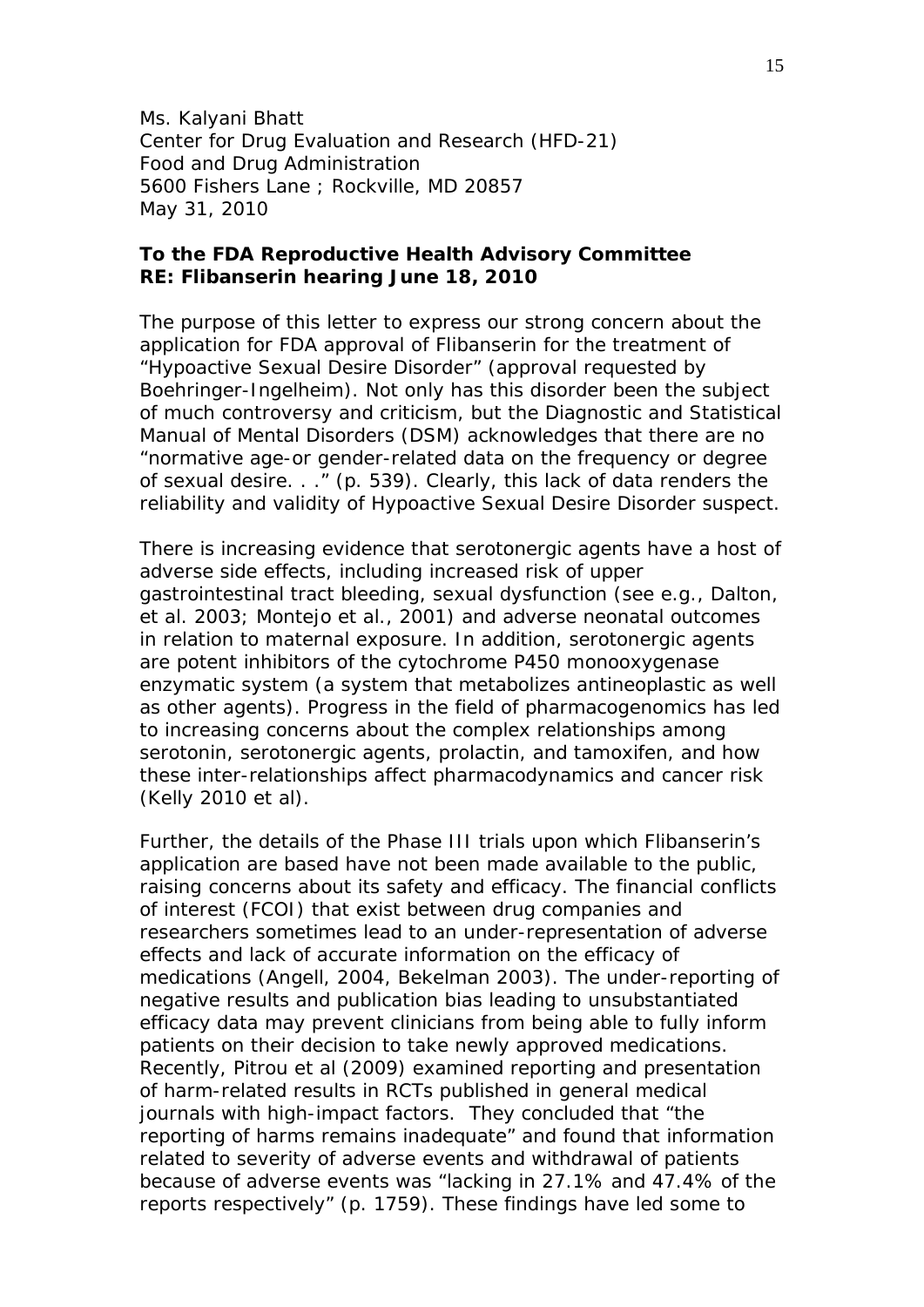Ms. Kalyani Bhatt
Center for Drug Evaluation and Research (HFD-21)
Food and Drug Administration
5600 Fishers Lane ; Rockville, MD 20857
May 31, 2010

**To the FDA Reproductive Health Advisory Committee**
**RE: Flibanserin hearing June 18, 2010**

The purpose of this letter to express our strong concern about the application for FDA approval of Flibanserin for the treatment of "Hypoactive Sexual Desire Disorder" (approval requested by Boehringer-Ingelheim). Not only has this disorder been the subject of much controversy and criticism, but the Diagnostic and Statistical Manual of Mental Disorders (DSM) acknowledges that there are no "normative age-or gender-related data on the frequency or degree of sexual desire. . ." (p. 539). Clearly, this lack of data renders the reliability and validity of Hypoactive Sexual Desire Disorder suspect.

There is increasing evidence that serotonergic agents have a host of adverse side effects, including increased risk of upper gastrointestinal tract bleeding, sexual dysfunction (see e.g., Dalton, et al. 2003; Montejo et al., 2001) and adverse neonatal outcomes in relation to maternal exposure. In addition, serotonergic agents are potent inhibitors of the cytochrome P450 monooxygenase enzymatic system (a system that metabolizes antineoplastic as well as other agents). Progress in the field of pharmacogenomics has led to increasing concerns about the complex relationships among serotonin, serotonergic agents, prolactin, and tamoxifen, and how these inter-relationships affect pharmacodynamics and cancer risk (Kelly 2010 et al).

Further, the details of the Phase III trials upon which Flibanserin's application are based have not been made available to the public, raising concerns about its safety and efficacy. The financial conflicts of interest (FCOI) that exist between drug companies and researchers sometimes lead to an under-representation of adverse effects and lack of accurate information on the efficacy of medications (Angell, 2004, Bekelman 2003). The under-reporting of negative results and publication bias leading to unsubstantiated efficacy data may prevent clinicians from being able to fully inform patients on their decision to take newly approved medications. Recently, Pitrou et al (2009) examined reporting and presentation of harm-related results in RCTs published in general medical journals with high-impact factors. They concluded that "the reporting of harms remains inadequate" and found that information related to severity of adverse events and withdrawal of patients because of adverse events was "lacking in 27.1% and 47.4% of the reports respectively" (p. 1759). These findings have led some to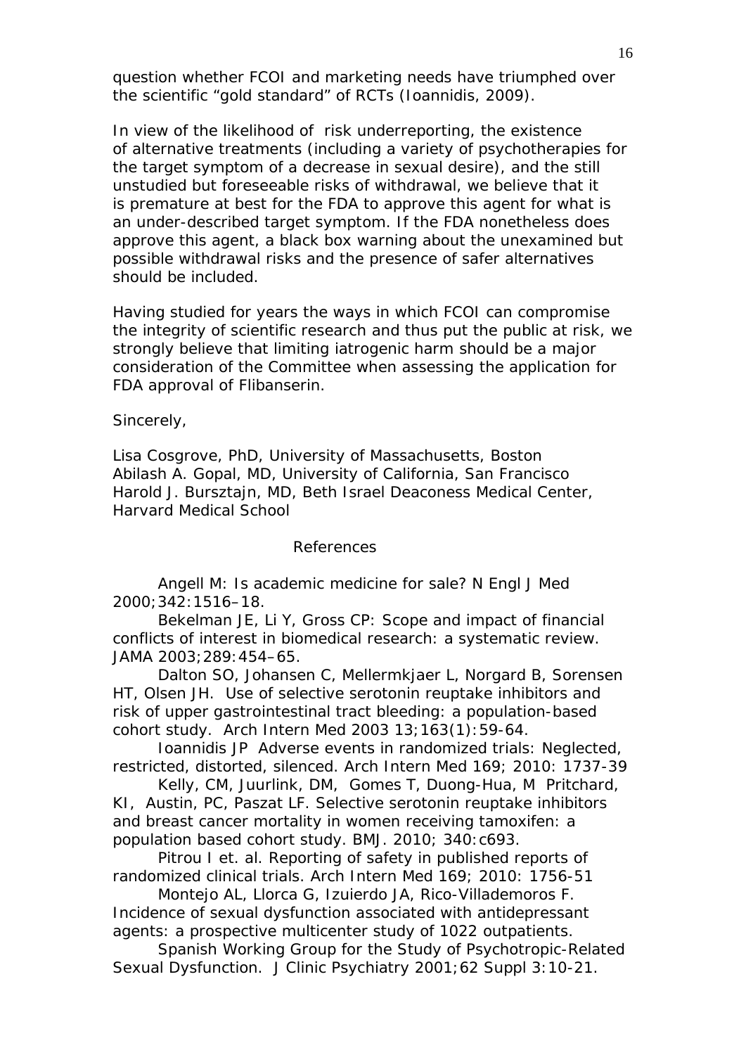question whether FCOI and marketing needs have triumphed over the scientific "gold standard" of RCTs (Ioannidis, 2009).

In view of the likelihood of risk underreporting, the existence of alternative treatments (including a variety of psychotherapies for the target symptom of a decrease in sexual desire), and the still unstudied but foreseeable risks of withdrawal, we believe that it is premature at best for the FDA to approve this agent for what is an under-described target symptom. If the FDA nonetheless does approve this agent, a black box warning about the unexamined but possible withdrawal risks and the presence of safer alternatives should be included.

Having studied for years the ways in which FCOI can compromise the integrity of scientific research and thus put the public at risk, we strongly believe that limiting iatrogenic harm should be a major consideration of the Committee when assessing the application for FDA approval of Flibanserin.

Sincerely,

Lisa Cosgrove, PhD, University of Massachusetts, Boston
Abilash A. Gopal, MD, University of California, San Francisco
Harold J. Bursztajn, MD, Beth Israel Deaconess Medical Center, Harvard Medical School

## References

Angell M: Is academic medicine for sale? N Engl J Med 2000;342:1516–18.

Bekelman JE, Li Y, Gross CP: Scope and impact of financial conflicts of interest in biomedical research: a systematic review. JAMA 2003;289:454–65.

Dalton SO, Johansen C, Mellermkjaer L, Norgard B, Sorensen HT, Olsen JH. Use of selective serotonin reuptake inhibitors and risk of upper gastrointestinal tract bleeding: a population-based cohort study. Arch Intern Med 2003 13;163(1):59-64.

Ioannidis JP Adverse events in randomized trials: Neglected, restricted, distorted, silenced. Arch Intern Med 169; 2010: 1737-39

Kelly, CM, Juurlink, DM, Gomes T, Duong-Hua, M Pritchard, KI, Austin, PC, Paszat LF. Selective serotonin reuptake inhibitors and breast cancer mortality in women receiving tamoxifen: a population based cohort study. BMJ. 2010; 340:c693.

Pitrou I et. al. Reporting of safety in published reports of randomized clinical trials. Arch Intern Med 169; 2010: 1756-51

Montejo AL, Llorca G, Izuierdo JA, Rico-Villademoros F. Incidence of sexual dysfunction associated with antidepressant agents: a prospective multicenter study of 1022 outpatients.

Spanish Working Group for the Study of Psychotropic-Related Sexual Dysfunction. J Clinic Psychiatry 2001;62 Suppl 3:10-21.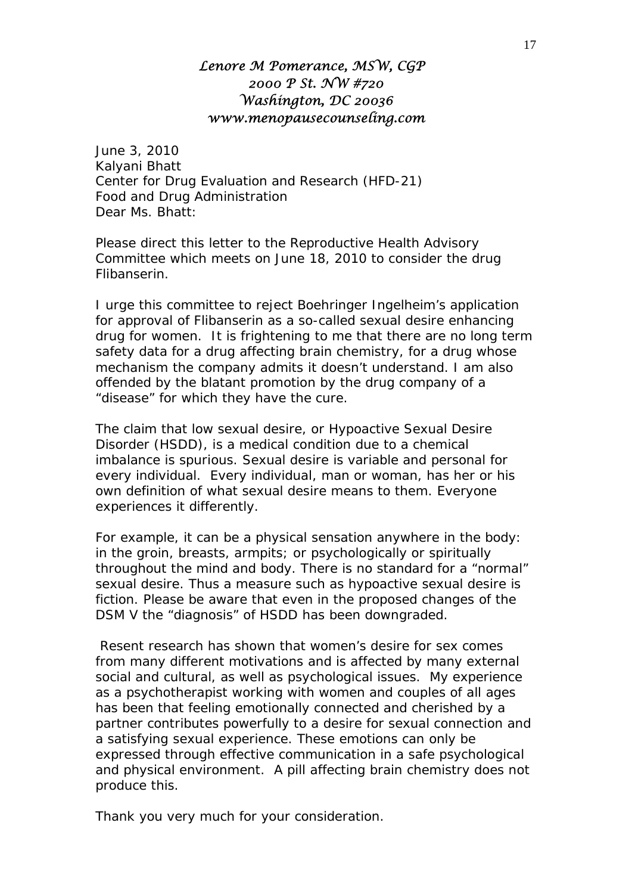*Lenore M Pomerance, MSW, CGP*
*2000 P St. NW #720*
*Washington, DC 20036*
*www.menopausecounseling.com*

June 3, 2010
Kalyani Bhatt
Center for Drug Evaluation and Research (HFD-21)
Food and Drug Administration
Dear Ms. Bhatt:

Please direct this letter to the Reproductive Health Advisory Committee which meets on June 18, 2010 to consider the drug Flibanserin.

I urge this committee to reject Boehringer Ingelheim's application for approval of Flibanserin as a so-called sexual desire enhancing drug for women. It is frightening to me that there are no long term safety data for a drug affecting brain chemistry, for a drug whose mechanism the company admits it doesn't understand. I am also offended by the blatant promotion by the drug company of a "disease" for which they have the cure.

The claim that low sexual desire, or Hypoactive Sexual Desire Disorder (HSDD), is a medical condition due to a chemical imbalance is spurious. Sexual desire is variable and personal for every individual. Every individual, man or woman, has her or his own definition of what sexual desire means to them. Everyone experiences it differently.

For example, it can be a physical sensation anywhere in the body: in the groin, breasts, armpits; or psychologically or spiritually throughout the mind and body. There is no standard for a "normal" sexual desire. Thus a measure such as hypoactive sexual desire is fiction. Please be aware that even in the proposed changes of the DSM V the "diagnosis" of HSDD has been downgraded.

Resent research has shown that women's desire for sex comes from many different motivations and is affected by many external social and cultural, as well as psychological issues. My experience as a psychotherapist working with women and couples of all ages has been that feeling emotionally connected and cherished by a partner contributes powerfully to a desire for sexual connection and a satisfying sexual experience. These emotions can only be expressed through effective communication in a safe psychological and physical environment. A pill affecting brain chemistry does not produce this.

Thank you very much for your consideration.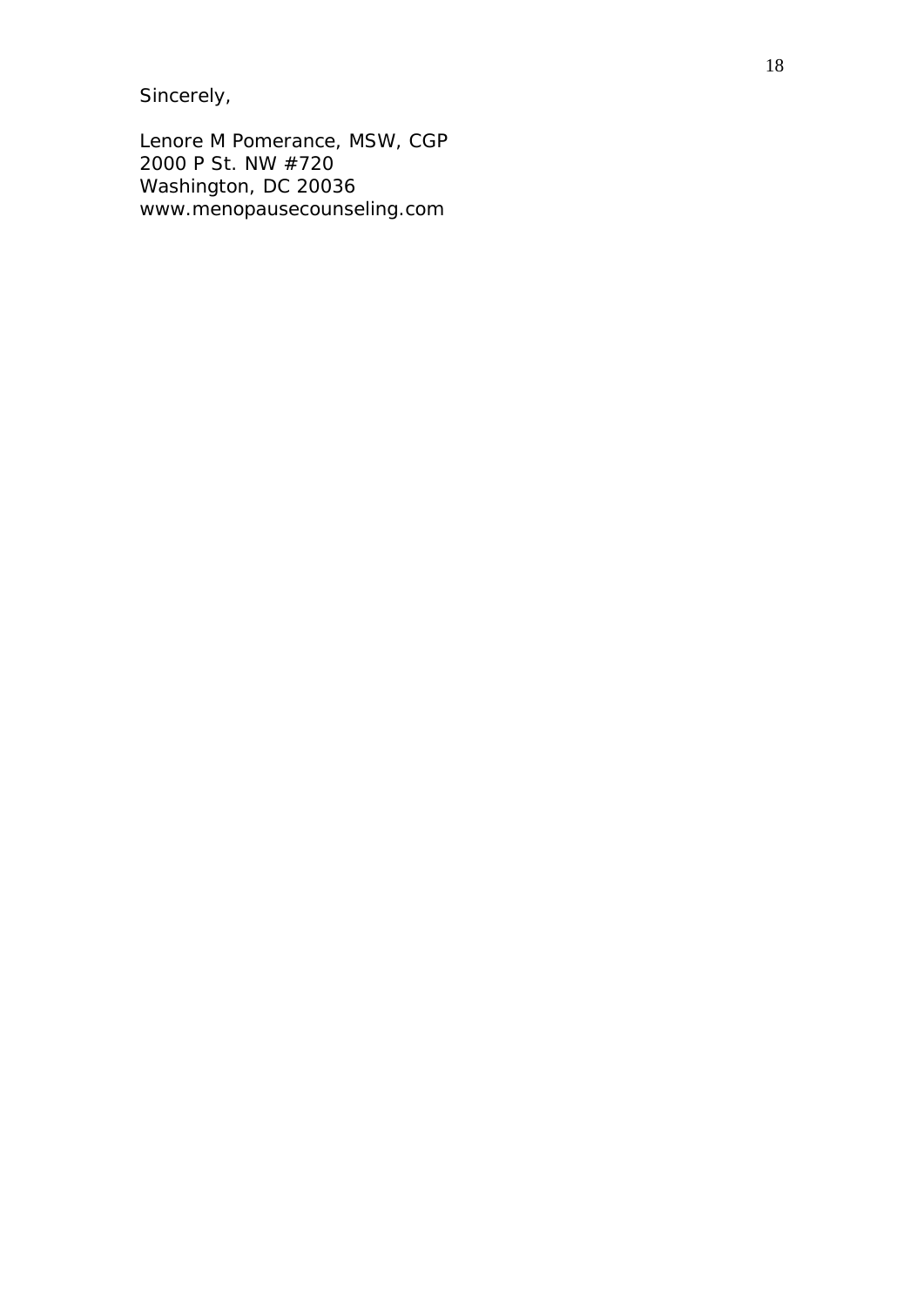Sincerely,

Lenore M Pomerance, MSW, CGP  
2000 P St. NW #720  
Washington, DC 20036  
www.menopausecounseling.com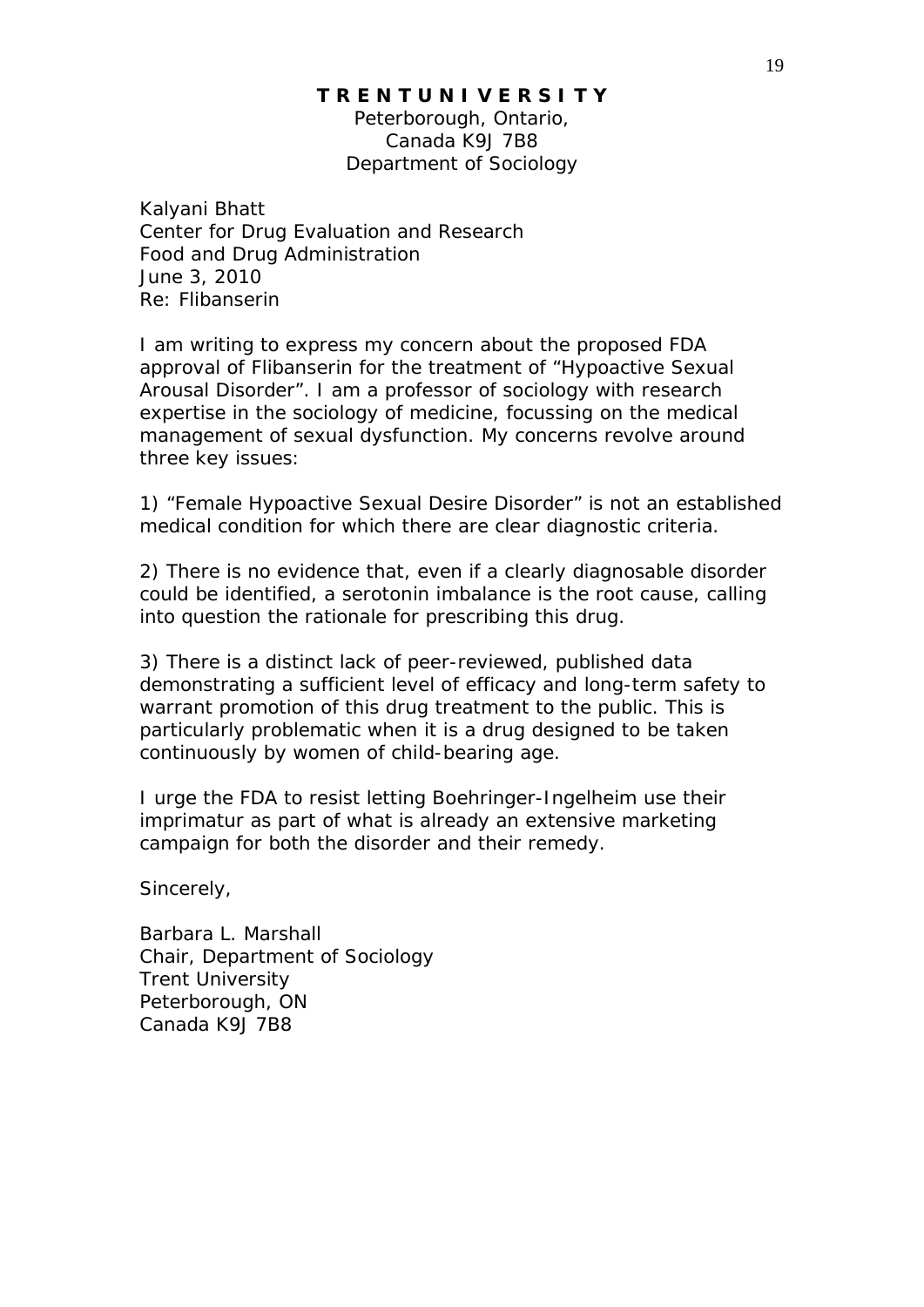**TRENTUNIVERSITY**

Peterborough, Ontario,
Canada K9J 7B8
Department of Sociology

Kalyani Bhatt
Center for Drug Evaluation and Research
Food and Drug Administration
June 3, 2010
Re: Flibanserin

I am writing to express my concern about the proposed FDA approval of Flibanserin for the treatment of "Hypoactive Sexual Arousal Disorder". I am a professor of sociology with research expertise in the sociology of medicine, focussing on the medical management of sexual dysfunction. My concerns revolve around three key issues:

1) "Female Hypoactive Sexual Desire Disorder" is not an established medical condition for which there are clear diagnostic criteria.

2) There is no evidence that, even if a clearly diagnosable disorder could be identified, a serotonin imbalance is the root cause, calling into question the rationale for prescribing this drug.

3) There is a distinct lack of peer-reviewed, published data demonstrating a sufficient level of efficacy and long-term safety to warrant promotion of this drug treatment to the public. This is particularly problematic when it is a drug designed to be taken continuously by women of child-bearing age.

I urge the FDA to resist letting Boehringer-Ingelheim use their imprimatur as part of what is already an extensive marketing campaign for both the disorder and their remedy.

Sincerely,

Barbara L. Marshall
Chair, Department of Sociology
Trent University
Peterborough, ON
Canada K9J 7B8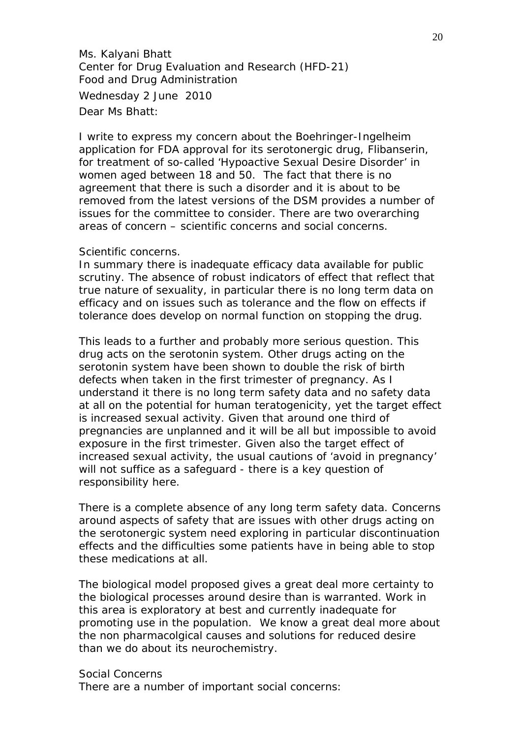Ms. Kalyani Bhatt
Center for Drug Evaluation and Research (HFD-21)
Food and Drug Administration

Wednesday 2 June 2010

Dear Ms Bhatt:

I write to express my concern about the Boehringer-Ingelheim application for FDA approval for its serotonergic drug, Flibanserin, for treatment of so-called 'Hypoactive Sexual Desire Disorder' in women aged between 18 and 50. The fact that there is no agreement that there is such a disorder and it is about to be removed from the latest versions of the DSM provides a number of issues for the committee to consider. There are two overarching areas of concern – scientific concerns and social concerns.

Scientific concerns.
In summary there is inadequate efficacy data available for public scrutiny. The absence of robust indicators of effect that reflect that true nature of sexuality, in particular there is no long term data on efficacy and on issues such as tolerance and the flow on effects if tolerance does develop on normal function on stopping the drug.

This leads to a further and probably more serious question. This drug acts on the serotonin system. Other drugs acting on the serotonin system have been shown to double the risk of birth defects when taken in the first trimester of pregnancy. As I understand it there is no long term safety data and no safety data at all on the potential for human teratogenicity, yet the target effect is increased sexual activity. Given that around one third of pregnancies are unplanned and it will be all but impossible to avoid exposure in the first trimester. Given also the target effect of increased sexual activity, the usual cautions of 'avoid in pregnancy' will not suffice as a safeguard - there is a key question of responsibility here.

There is a complete absence of any long term safety data. Concerns around aspects of safety that are issues with other drugs acting on the serotonergic system need exploring in particular discontinuation effects and the difficulties some patients have in being able to stop these medications at all.

The biological model proposed gives a great deal more certainty to the biological processes around desire than is warranted. Work in this area is exploratory at best and currently inadequate for promoting use in the population. We know a great deal more about the non pharmacolgical causes and solutions for reduced desire than we do about its neurochemistry.

Social Concerns
There are a number of important social concerns: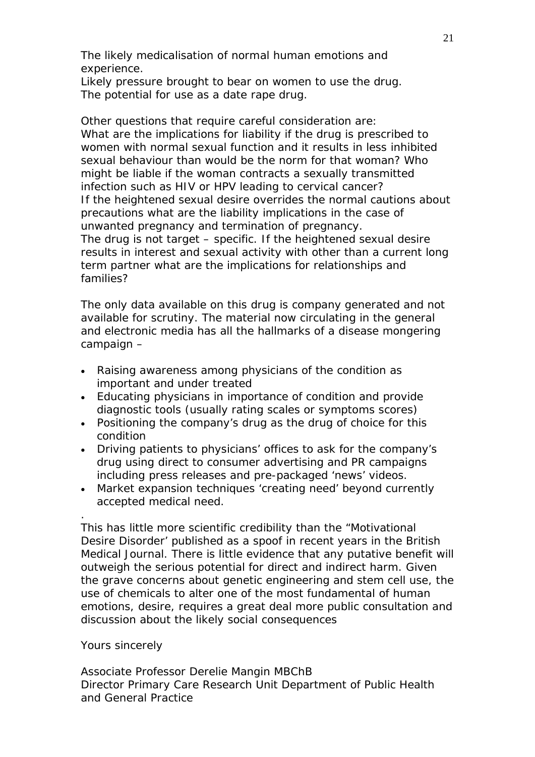The likely medicalisation of normal human emotions and experience.
Likely pressure brought to bear on women to use the drug.
The potential for use as a date rape drug.

Other questions that require careful consideration are:
What are the implications for liability if the drug is prescribed to women with normal sexual function and it results in less inhibited sexual behaviour than would be the norm for that woman? Who might be liable if the woman contracts a sexually transmitted infection such as HIV or HPV leading to cervical cancer?
If the heightened sexual desire overrides the normal cautions about precautions what are the liability implications in the case of unwanted pregnancy and termination of pregnancy.
The drug is not target – specific. If the heightened sexual desire results in interest and sexual activity with other than a current long term partner what are the implications for relationships and families?

The only data available on this drug is company generated and not available for scrutiny. The material now circulating in the general and electronic media has all the hallmarks of a disease mongering campaign –

- Raising awareness among physicians of the condition as important and under treated
- Educating physicians in importance of condition and provide diagnostic tools (usually rating scales or symptoms scores)
- Positioning the company's drug as the drug of choice for this condition
- Driving patients to physicians' offices to ask for the company's drug using direct to consumer advertising and PR campaigns including press releases and pre-packaged 'news' videos.
- Market expansion techniques 'creating need' beyond currently accepted medical need.

.
This has little more scientific credibility than the "Motivational Desire Disorder' published as a spoof in recent years in the British Medical Journal. There is little evidence that any putative benefit will outweigh the serious potential for direct and indirect harm. Given the grave concerns about genetic engineering and stem cell use, the use of chemicals to alter one of the most fundamental of human emotions, desire, requires a great deal more public consultation and discussion about the likely social consequences

Yours sincerely

Associate Professor Derelie Mangin MBChB
Director Primary Care Research Unit Department of Public Health and General Practice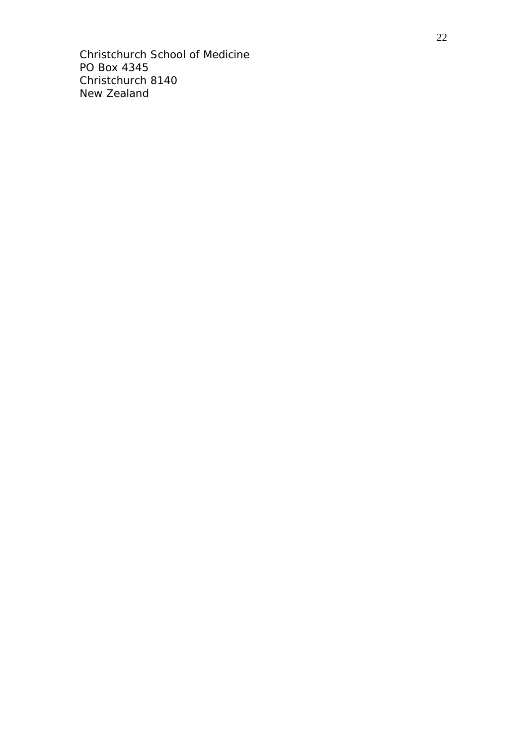Christchurch School of Medicine
PO Box 4345
Christchurch 8140
New Zealand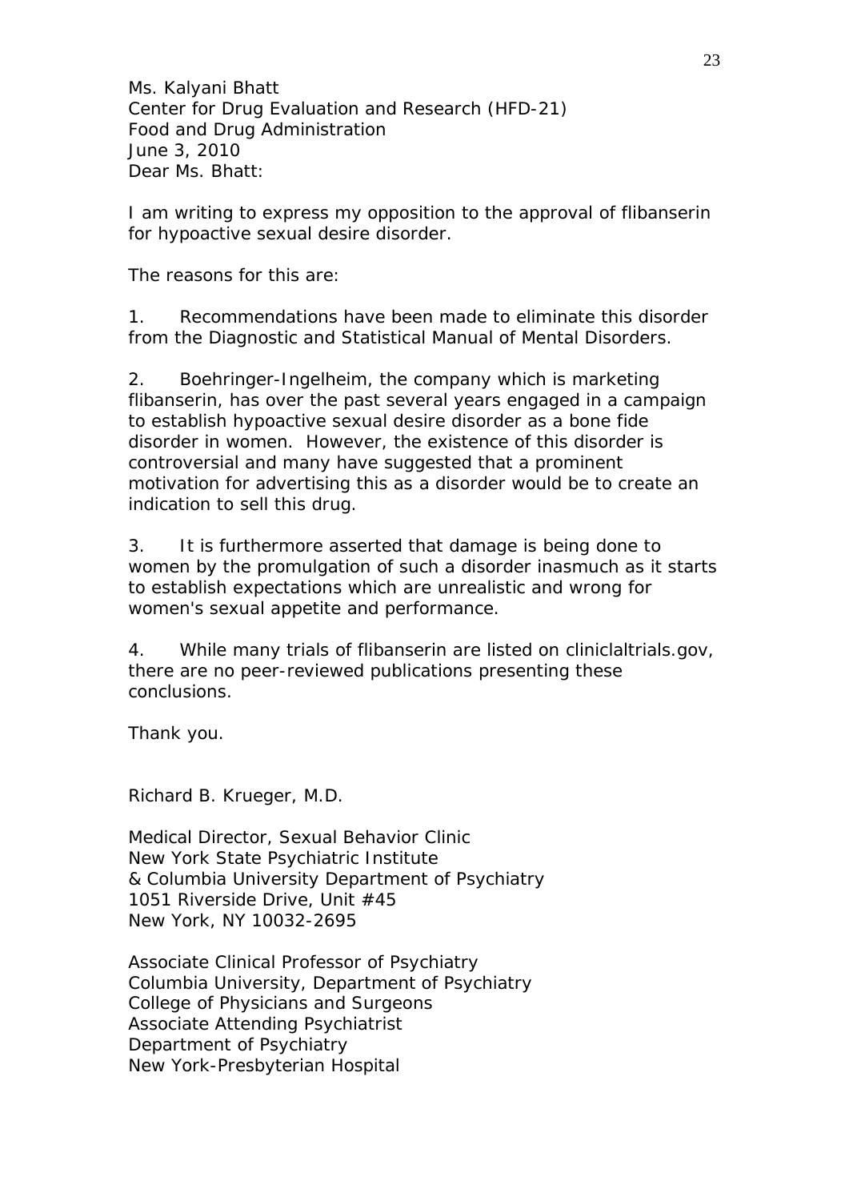Ms. Kalyani Bhatt
Center for Drug Evaluation and Research (HFD-21)
Food and Drug Administration
June 3, 2010
Dear Ms. Bhatt:

I am writing to express my opposition to the approval of flibanserin for hypoactive sexual desire disorder.

The reasons for this are:

1. Recommendations have been made to eliminate this disorder from the Diagnostic and Statistical Manual of Mental Disorders.

2. Boehringer-Ingelheim, the company which is marketing flibanserin, has over the past several years engaged in a campaign to establish hypoactive sexual desire disorder as a bone fide disorder in women. However, the existence of this disorder is controversial and many have suggested that a prominent motivation for advertising this as a disorder would be to create an indication to sell this drug.

3. It is furthermore asserted that damage is being done to women by the promulgation of such a disorder inasmuch as it starts to establish expectations which are unrealistic and wrong for women's sexual appetite and performance.

4. While many trials of flibanserin are listed on cliniclaltrials.gov, there are no peer-reviewed publications presenting these conclusions.

Thank you.

Richard B. Krueger, M.D.

Medical Director, Sexual Behavior Clinic
New York State Psychiatric Institute
& Columbia University Department of Psychiatry
1051 Riverside Drive, Unit #45
New York, NY 10032-2695

Associate Clinical Professor of Psychiatry
Columbia University, Department of Psychiatry
College of Physicians and Surgeons
Associate Attending Psychiatrist
Department of Psychiatry
New York-Presbyterian Hospital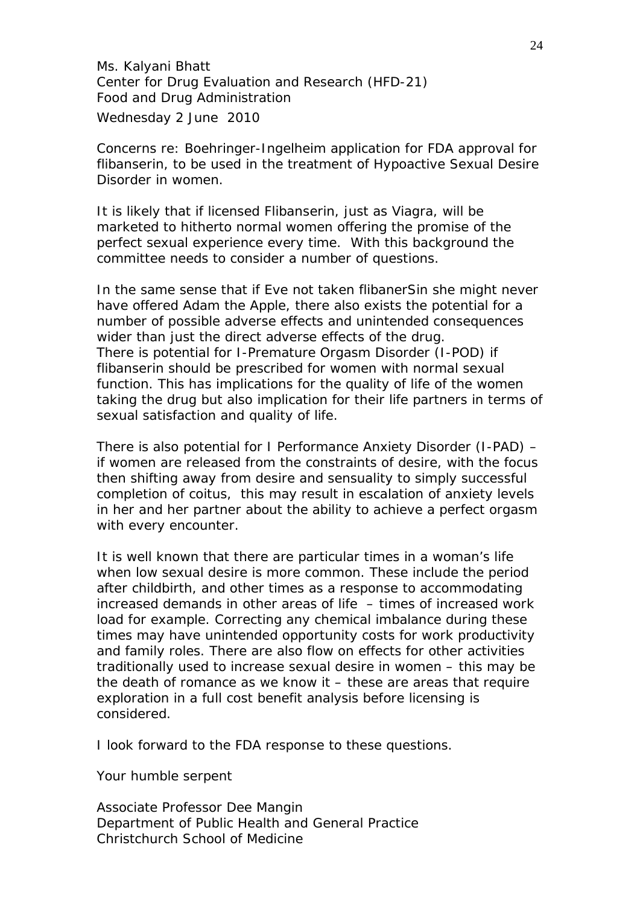Ms. Kalyani Bhatt  
Center for Drug Evaluation and Research (HFD-21)  
Food and Drug Administration  
Wednesday 2 June 2010

Concerns re: Boehringer-Ingelheim application for FDA approval for flibanserin, to be used in the treatment of Hypoactive Sexual Desire Disorder in women.

It is likely that if licensed Flibanserin, just as Viagra, will be marketed to hitherto normal women offering the promise of the perfect sexual experience every time. With this background the committee needs to consider a number of questions.

In the same sense that if Eve not taken flibanerSin she might never have offered Adam the Apple, there also exists the potential for a number of possible adverse effects and unintended consequences wider than just the direct adverse effects of the drug.  
There is potential for I-Premature Orgasm Disorder (I-POD) if flibanserin should be prescribed for women with normal sexual function. This has implications for the quality of life of the women taking the drug but also implication for their life partners in terms of sexual satisfaction and quality of life.

There is also potential for I Performance Anxiety Disorder (I-PAD) – if women are released from the constraints of desire, with the focus then shifting away from desire and sensuality to simply successful completion of coitus, this may result in escalation of anxiety levels in her and her partner about the ability to achieve a perfect orgasm with every encounter.

It is well known that there are particular times in a woman's life when low sexual desire is more common. These include the period after childbirth, and other times as a response to accommodating increased demands in other areas of life – times of increased work load for example. Correcting any chemical imbalance during these times may have unintended opportunity costs for work productivity and family roles. There are also flow on effects for other activities traditionally used to increase sexual desire in women – this may be the death of romance as we know it – these are areas that require exploration in a full cost benefit analysis before licensing is considered.

I look forward to the FDA response to these questions.

Your humble serpent

Associate Professor Dee Mangin  
Department of Public Health and General Practice  
Christchurch School of Medicine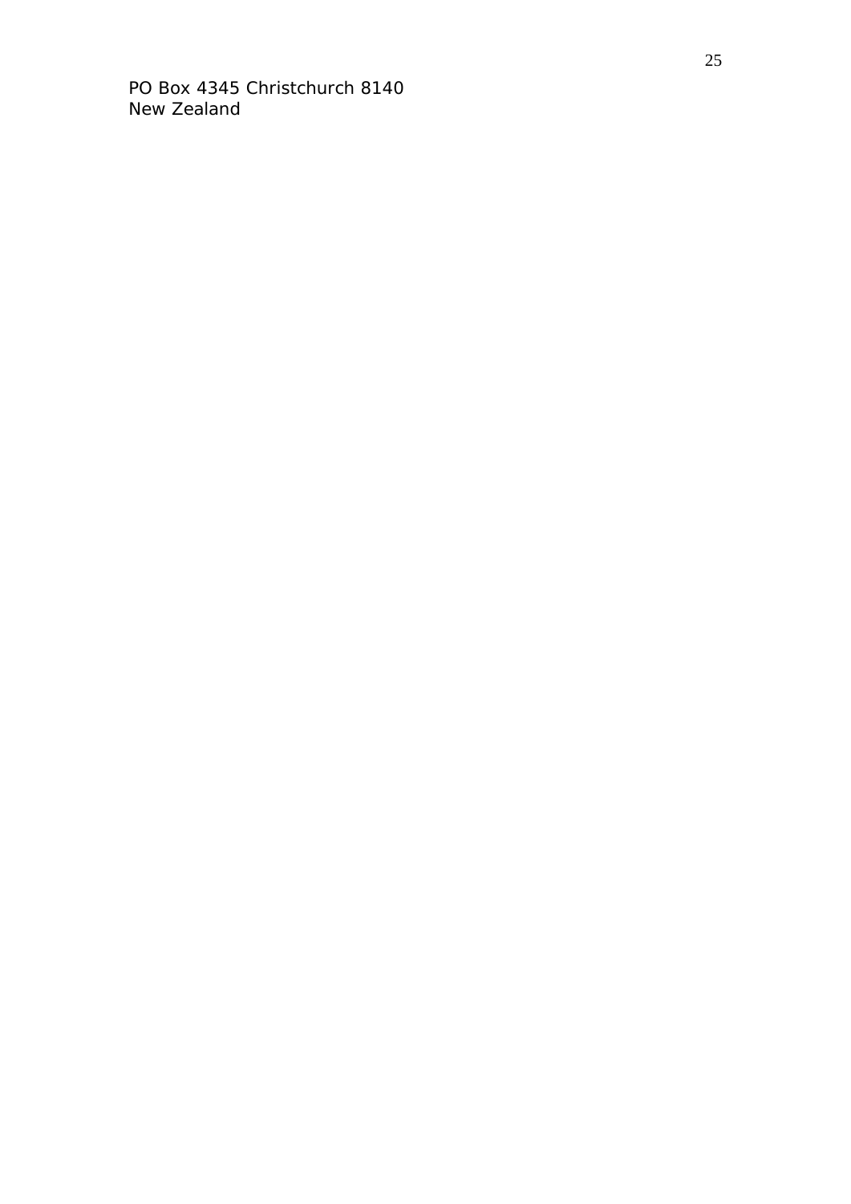PO Box 4345 Christchurch 8140
New Zealand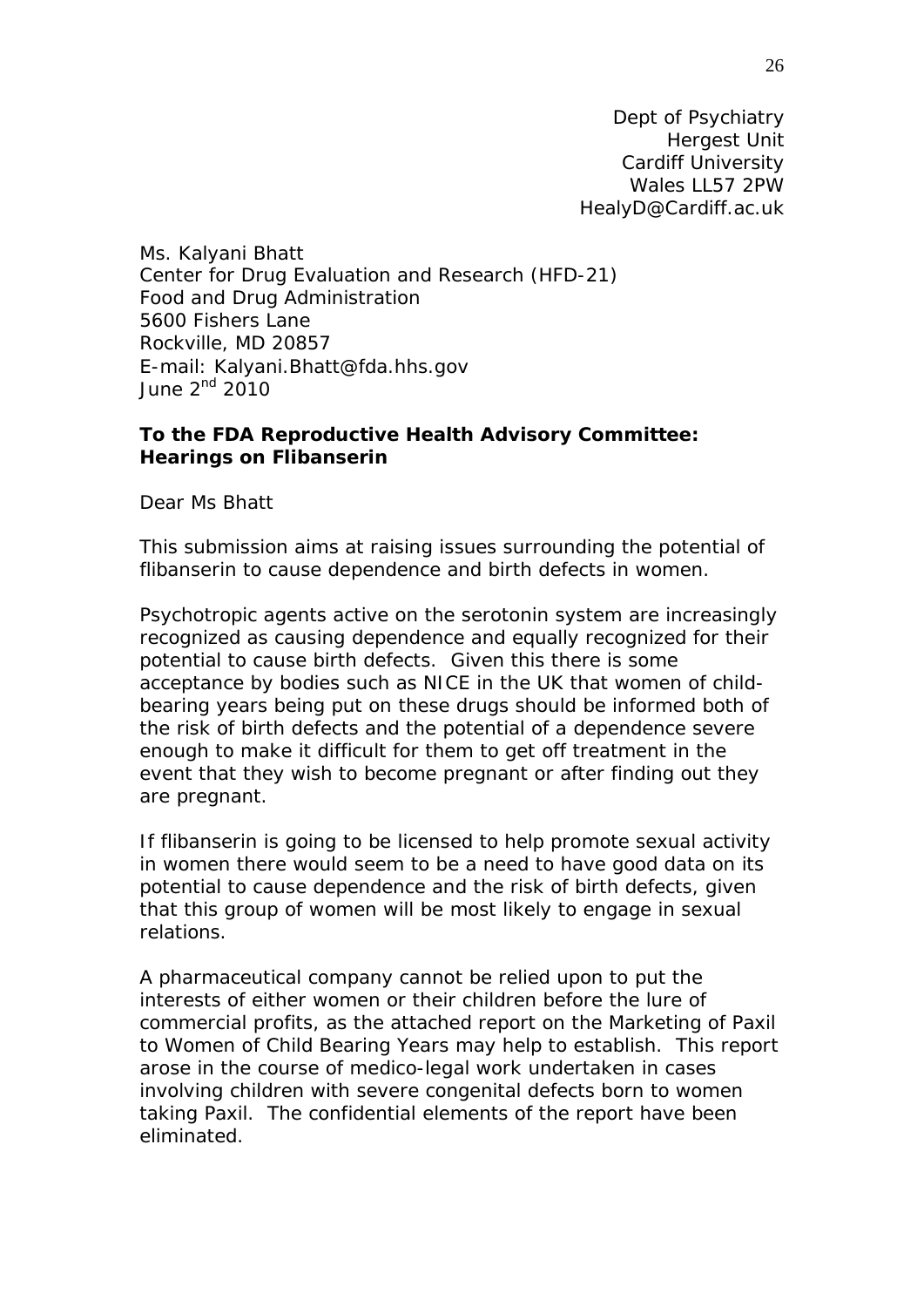Dept of Psychiatry
Hergest Unit
Cardiff University
Wales LL57 2PW
HealyD@Cardiff.ac.uk

Ms. Kalyani Bhatt
Center for Drug Evaluation and Research (HFD-21)
Food and Drug Administration
5600 Fishers Lane
Rockville, MD 20857
E-mail: Kalyani.Bhatt@fda.hhs.gov
June 2nd 2010

**To the FDA Reproductive Health Advisory Committee: Hearings on Flibanserin**

Dear Ms Bhatt

This submission aims at raising issues surrounding the potential of flibanserin to cause dependence and birth defects in women.

Psychotropic agents active on the serotonin system are increasingly recognized as causing dependence and equally recognized for their potential to cause birth defects. Given this there is some acceptance by bodies such as NICE in the UK that women of child-bearing years being put on these drugs should be informed both of the risk of birth defects and the potential of a dependence severe enough to make it difficult for them to get off treatment in the event that they wish to become pregnant or after finding out they are pregnant.

If flibanserin is going to be licensed to help promote sexual activity in women there would seem to be a need to have good data on its potential to cause dependence and the risk of birth defects, given that this group of women will be most likely to engage in sexual relations.

A pharmaceutical company cannot be relied upon to put the interests of either women or their children before the lure of commercial profits, as the attached report on the Marketing of Paxil to Women of Child Bearing Years may help to establish. This report arose in the course of medico-legal work undertaken in cases involving children with severe congenital defects born to women taking Paxil. The confidential elements of the report have been eliminated.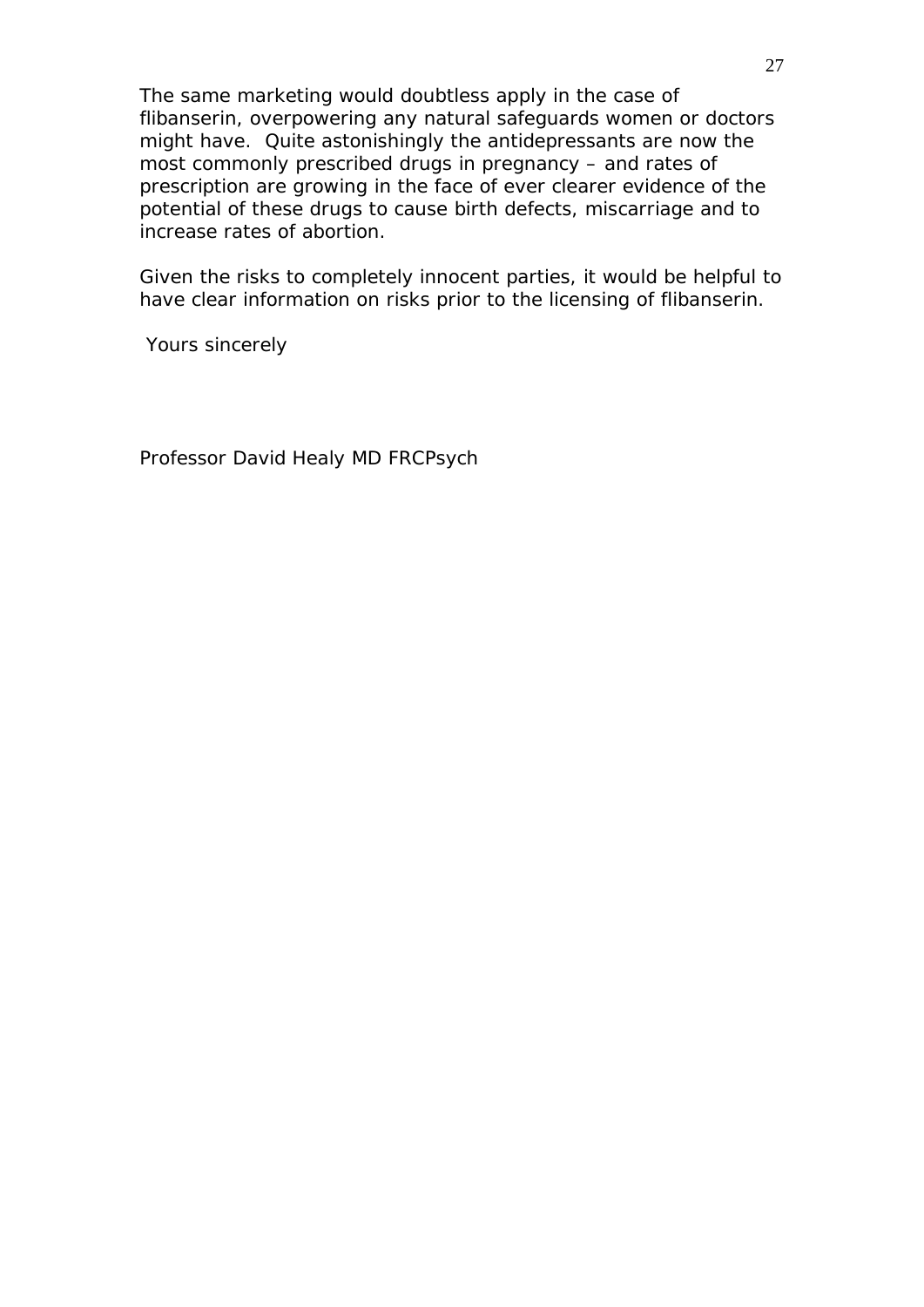The same marketing would doubtless apply in the case of flibanserin, overpowering any natural safeguards women or doctors might have. Quite astonishingly the antidepressants are now the most commonly prescribed drugs in pregnancy – and rates of prescription are growing in the face of ever clearer evidence of the potential of these drugs to cause birth defects, miscarriage and to increase rates of abortion.

Given the risks to completely innocent parties, it would be helpful to have clear information on risks prior to the licensing of flibanserin.

Yours sincerely

Professor David Healy MD FRCPsych